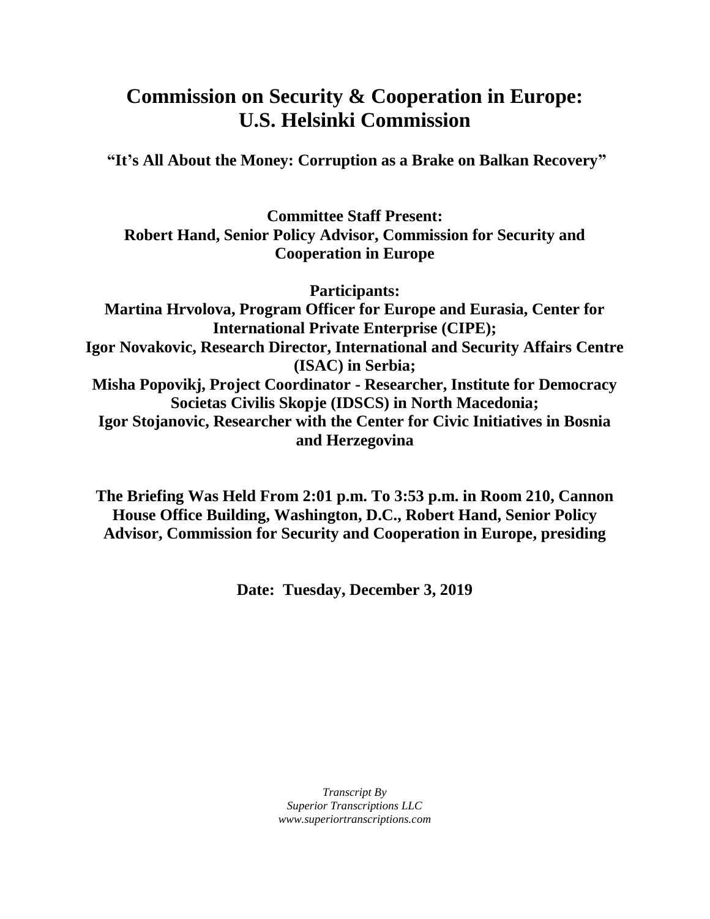# Commission on Security & Cooperation in Europe: U.S. Helsinki Commission

**"It's All About the Money: Corruption as a Brake on Balkan Recovery"**

**Committee Staff Present:**
**Robert Hand, Senior Policy Advisor, Commission for Security and Cooperation in Europe**

**Participants:**
**Martina Hrvolova, Program Officer for Europe and Eurasia, Center for International Private Enterprise (CIPE);**
**Igor Novakovic, Research Director, International and Security Affairs Centre (ISAC) in Serbia;**
**Misha Popovikj, Project Coordinator - Researcher, Institute for Democracy Societas Civilis Skopje (IDSCS) in North Macedonia;**
**Igor Stojanovic, Researcher with the Center for Civic Initiatives in Bosnia and Herzegovina**

**The Briefing Was Held From 2:01 p.m. To 3:53 p.m. in Room 210, Cannon House Office Building, Washington, D.C., Robert Hand, Senior Policy Advisor, Commission for Security and Cooperation in Europe, presiding**

**Date: Tuesday, December 3, 2019**

*Transcript By*
*Superior Transcriptions LLC*
*www.superiortranscriptions.com*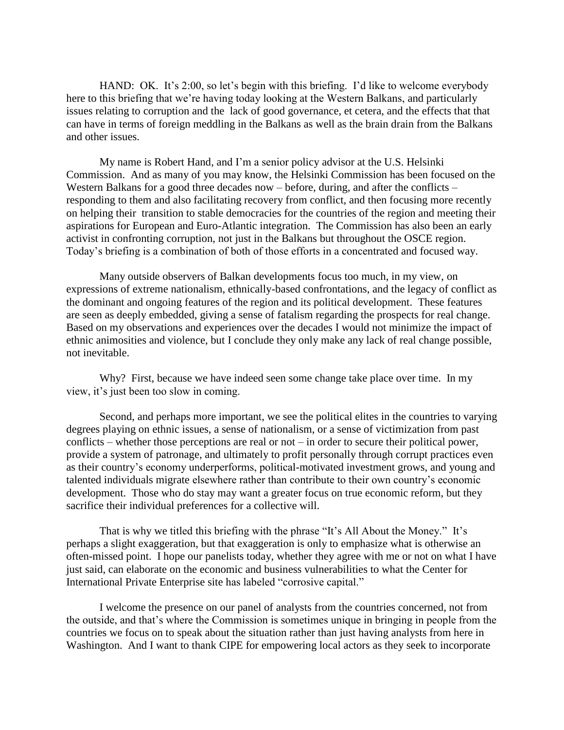HAND: OK. It's 2:00, so let's begin with this briefing. I'd like to welcome everybody here to this briefing that we're having today looking at the Western Balkans, and particularly issues relating to corruption and the lack of good governance, et cetera, and the effects that that can have in terms of foreign meddling in the Balkans as well as the brain drain from the Balkans and other issues.

My name is Robert Hand, and I'm a senior policy advisor at the U.S. Helsinki Commission. And as many of you may know, the Helsinki Commission has been focused on the Western Balkans for a good three decades now – before, during, and after the conflicts – responding to them and also facilitating recovery from conflict, and then focusing more recently on helping their transition to stable democracies for the countries of the region and meeting their aspirations for European and Euro-Atlantic integration. The Commission has also been an early activist in confronting corruption, not just in the Balkans but throughout the OSCE region. Today's briefing is a combination of both of those efforts in a concentrated and focused way.

Many outside observers of Balkan developments focus too much, in my view, on expressions of extreme nationalism, ethnically-based confrontations, and the legacy of conflict as the dominant and ongoing features of the region and its political development. These features are seen as deeply embedded, giving a sense of fatalism regarding the prospects for real change. Based on my observations and experiences over the decades I would not minimize the impact of ethnic animosities and violence, but I conclude they only make any lack of real change possible, not inevitable.

Why? First, because we have indeed seen some change take place over time. In my view, it's just been too slow in coming.

Second, and perhaps more important, we see the political elites in the countries to varying degrees playing on ethnic issues, a sense of nationalism, or a sense of victimization from past conflicts – whether those perceptions are real or not – in order to secure their political power, provide a system of patronage, and ultimately to profit personally through corrupt practices even as their country's economy underperforms, political-motivated investment grows, and young and talented individuals migrate elsewhere rather than contribute to their own country's economic development. Those who do stay may want a greater focus on true economic reform, but they sacrifice their individual preferences for a collective will.

That is why we titled this briefing with the phrase "It's All About the Money." It's perhaps a slight exaggeration, but that exaggeration is only to emphasize what is otherwise an often-missed point. I hope our panelists today, whether they agree with me or not on what I have just said, can elaborate on the economic and business vulnerabilities to what the Center for International Private Enterprise site has labeled "corrosive capital."

I welcome the presence on our panel of analysts from the countries concerned, not from the outside, and that's where the Commission is sometimes unique in bringing in people from the countries we focus on to speak about the situation rather than just having analysts from here in Washington. And I want to thank CIPE for empowering local actors as they seek to incorporate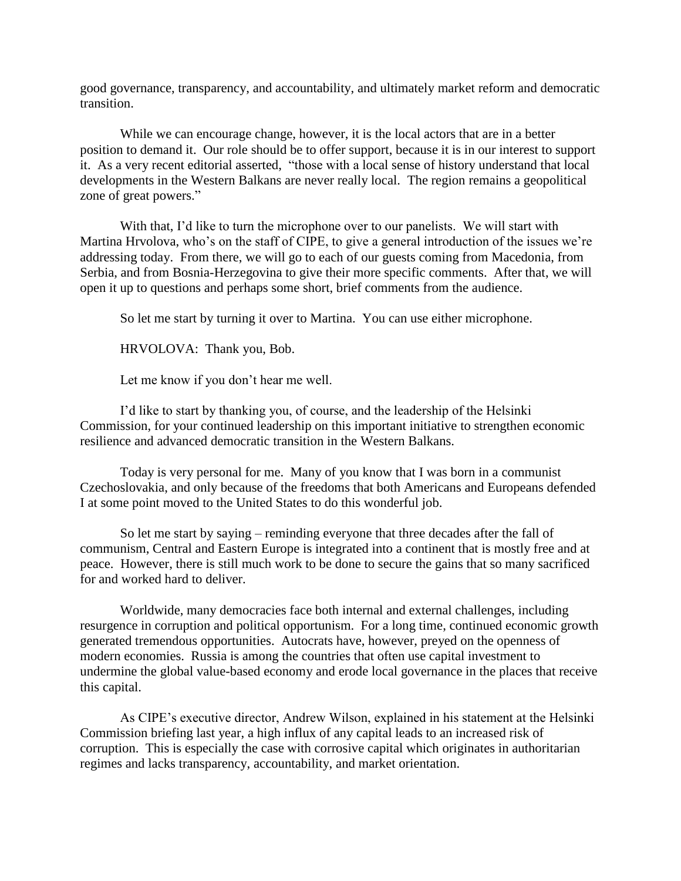good governance, transparency, and accountability, and ultimately market reform and democratic transition.

While we can encourage change, however, it is the local actors that are in a better position to demand it. Our role should be to offer support, because it is in our interest to support it. As a very recent editorial asserted, "those with a local sense of history understand that local developments in the Western Balkans are never really local. The region remains a geopolitical zone of great powers."

With that, I'd like to turn the microphone over to our panelists. We will start with Martina Hrvolova, who's on the staff of CIPE, to give a general introduction of the issues we're addressing today. From there, we will go to each of our guests coming from Macedonia, from Serbia, and from Bosnia-Herzegovina to give their more specific comments. After that, we will open it up to questions and perhaps some short, brief comments from the audience.

So let me start by turning it over to Martina. You can use either microphone.

HRVOLOVA: Thank you, Bob.

Let me know if you don't hear me well.

I'd like to start by thanking you, of course, and the leadership of the Helsinki Commission, for your continued leadership on this important initiative to strengthen economic resilience and advanced democratic transition in the Western Balkans.

Today is very personal for me. Many of you know that I was born in a communist Czechoslovakia, and only because of the freedoms that both Americans and Europeans defended I at some point moved to the United States to do this wonderful job.

So let me start by saying – reminding everyone that three decades after the fall of communism, Central and Eastern Europe is integrated into a continent that is mostly free and at peace. However, there is still much work to be done to secure the gains that so many sacrificed for and worked hard to deliver.

Worldwide, many democracies face both internal and external challenges, including resurgence in corruption and political opportunism. For a long time, continued economic growth generated tremendous opportunities. Autocrats have, however, preyed on the openness of modern economies. Russia is among the countries that often use capital investment to undermine the global value-based economy and erode local governance in the places that receive this capital.

As CIPE's executive director, Andrew Wilson, explained in his statement at the Helsinki Commission briefing last year, a high influx of any capital leads to an increased risk of corruption. This is especially the case with corrosive capital which originates in authoritarian regimes and lacks transparency, accountability, and market orientation.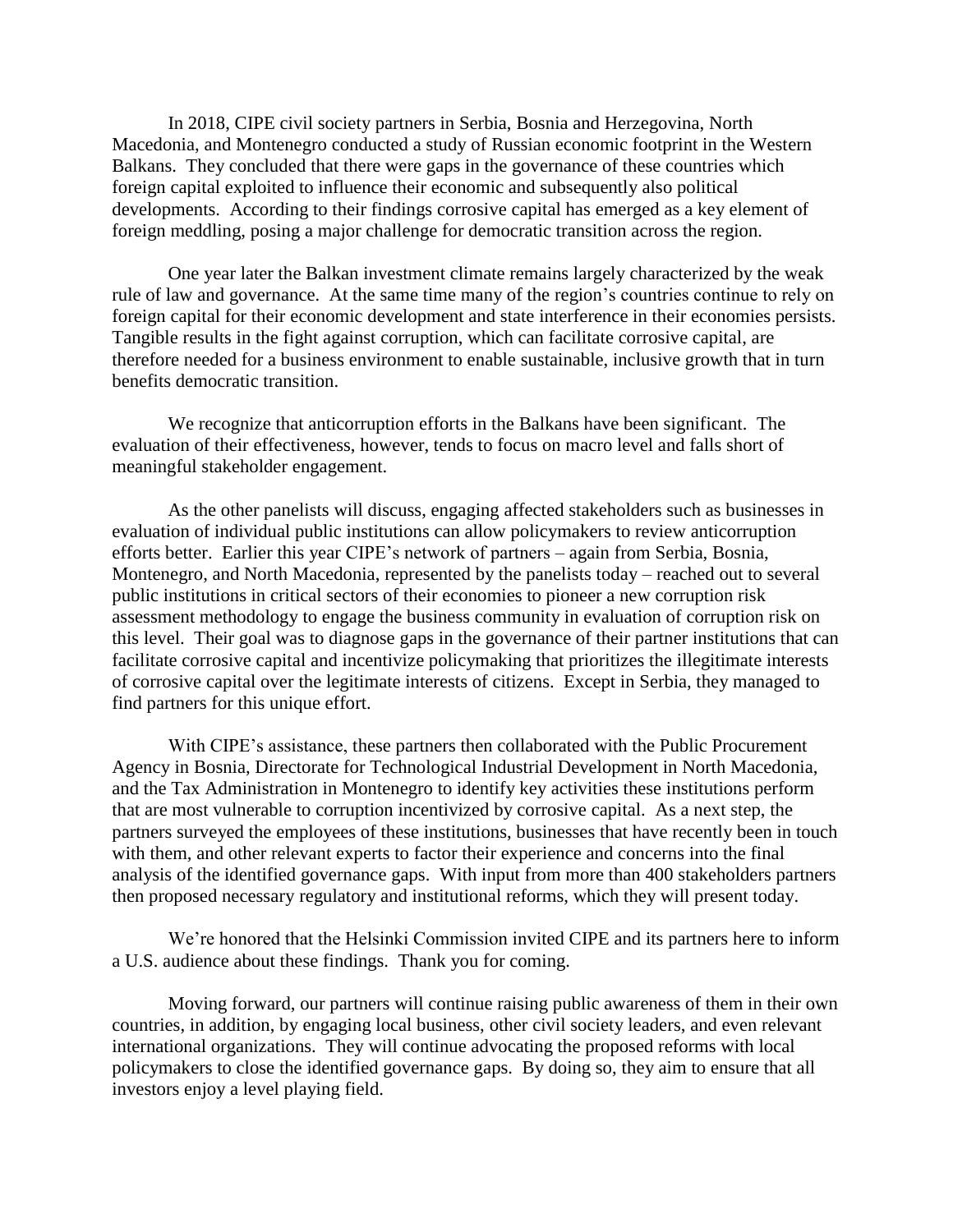In 2018, CIPE civil society partners in Serbia, Bosnia and Herzegovina, North Macedonia, and Montenegro conducted a study of Russian economic footprint in the Western Balkans. They concluded that there were gaps in the governance of these countries which foreign capital exploited to influence their economic and subsequently also political developments. According to their findings corrosive capital has emerged as a key element of foreign meddling, posing a major challenge for democratic transition across the region.

One year later the Balkan investment climate remains largely characterized by the weak rule of law and governance. At the same time many of the region's countries continue to rely on foreign capital for their economic development and state interference in their economies persists. Tangible results in the fight against corruption, which can facilitate corrosive capital, are therefore needed for a business environment to enable sustainable, inclusive growth that in turn benefits democratic transition.

We recognize that anticorruption efforts in the Balkans have been significant. The evaluation of their effectiveness, however, tends to focus on macro level and falls short of meaningful stakeholder engagement.

As the other panelists will discuss, engaging affected stakeholders such as businesses in evaluation of individual public institutions can allow policymakers to review anticorruption efforts better. Earlier this year CIPE's network of partners – again from Serbia, Bosnia, Montenegro, and North Macedonia, represented by the panelists today – reached out to several public institutions in critical sectors of their economies to pioneer a new corruption risk assessment methodology to engage the business community in evaluation of corruption risk on this level. Their goal was to diagnose gaps in the governance of their partner institutions that can facilitate corrosive capital and incentivize policymaking that prioritizes the illegitimate interests of corrosive capital over the legitimate interests of citizens. Except in Serbia, they managed to find partners for this unique effort.

With CIPE's assistance, these partners then collaborated with the Public Procurement Agency in Bosnia, Directorate for Technological Industrial Development in North Macedonia, and the Tax Administration in Montenegro to identify key activities these institutions perform that are most vulnerable to corruption incentivized by corrosive capital. As a next step, the partners surveyed the employees of these institutions, businesses that have recently been in touch with them, and other relevant experts to factor their experience and concerns into the final analysis of the identified governance gaps. With input from more than 400 stakeholders partners then proposed necessary regulatory and institutional reforms, which they will present today.

We're honored that the Helsinki Commission invited CIPE and its partners here to inform a U.S. audience about these findings. Thank you for coming.

Moving forward, our partners will continue raising public awareness of them in their own countries, in addition, by engaging local business, other civil society leaders, and even relevant international organizations. They will continue advocating the proposed reforms with local policymakers to close the identified governance gaps. By doing so, they aim to ensure that all investors enjoy a level playing field.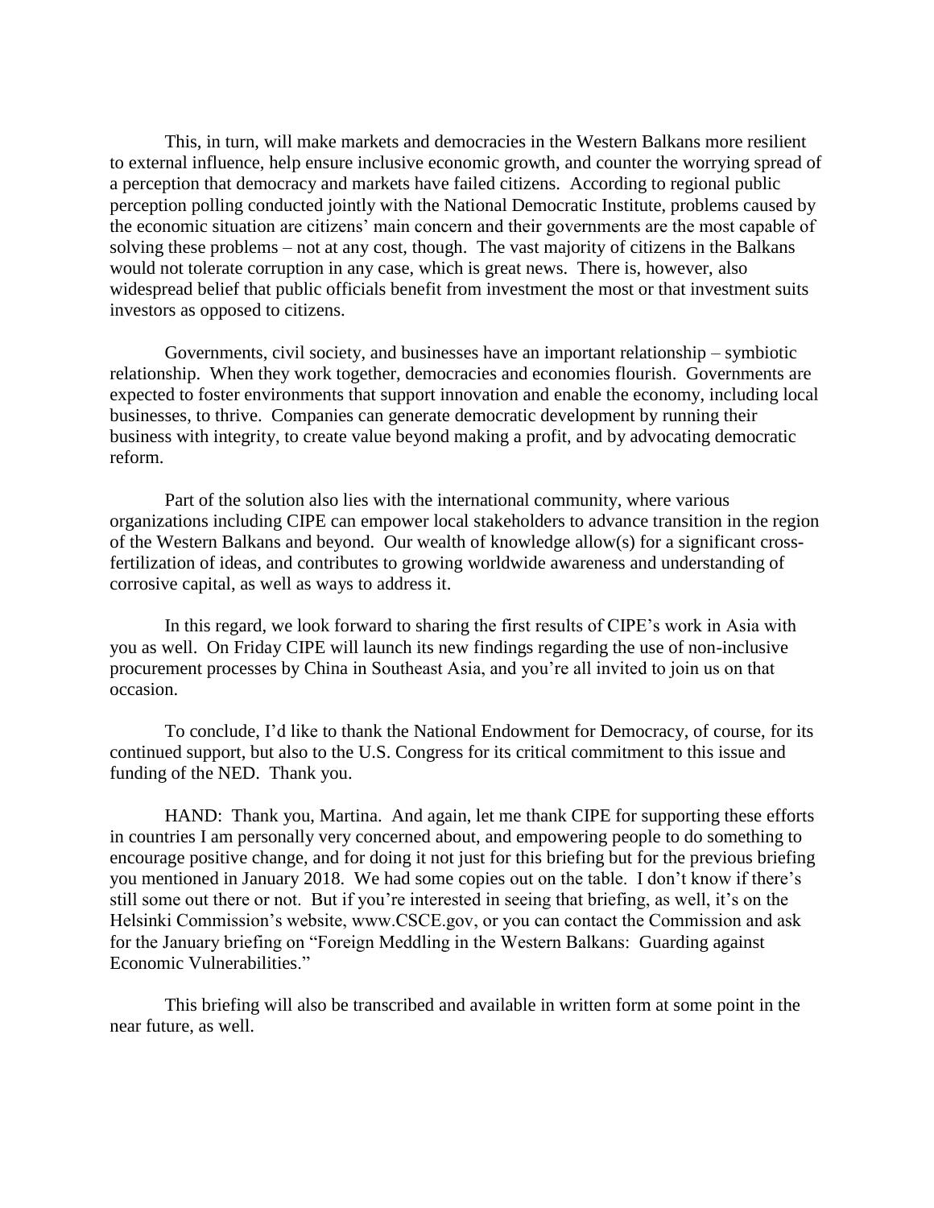This, in turn, will make markets and democracies in the Western Balkans more resilient to external influence, help ensure inclusive economic growth, and counter the worrying spread of a perception that democracy and markets have failed citizens. According to regional public perception polling conducted jointly with the National Democratic Institute, problems caused by the economic situation are citizens' main concern and their governments are the most capable of solving these problems – not at any cost, though. The vast majority of citizens in the Balkans would not tolerate corruption in any case, which is great news. There is, however, also widespread belief that public officials benefit from investment the most or that investment suits investors as opposed to citizens.

Governments, civil society, and businesses have an important relationship – symbiotic relationship. When they work together, democracies and economies flourish. Governments are expected to foster environments that support innovation and enable the economy, including local businesses, to thrive. Companies can generate democratic development by running their business with integrity, to create value beyond making a profit, and by advocating democratic reform.

Part of the solution also lies with the international community, where various organizations including CIPE can empower local stakeholders to advance transition in the region of the Western Balkans and beyond. Our wealth of knowledge allow(s) for a significant cross-fertilization of ideas, and contributes to growing worldwide awareness and understanding of corrosive capital, as well as ways to address it.

In this regard, we look forward to sharing the first results of CIPE's work in Asia with you as well. On Friday CIPE will launch its new findings regarding the use of non-inclusive procurement processes by China in Southeast Asia, and you're all invited to join us on that occasion.

To conclude, I'd like to thank the National Endowment for Democracy, of course, for its continued support, but also to the U.S. Congress for its critical commitment to this issue and funding of the NED. Thank you.

HAND: Thank you, Martina. And again, let me thank CIPE for supporting these efforts in countries I am personally very concerned about, and empowering people to do something to encourage positive change, and for doing it not just for this briefing but for the previous briefing you mentioned in January 2018. We had some copies out on the table. I don't know if there's still some out there or not. But if you're interested in seeing that briefing, as well, it's on the Helsinki Commission's website, www.CSCE.gov, or you can contact the Commission and ask for the January briefing on "Foreign Meddling in the Western Balkans: Guarding against Economic Vulnerabilities."

This briefing will also be transcribed and available in written form at some point in the near future, as well.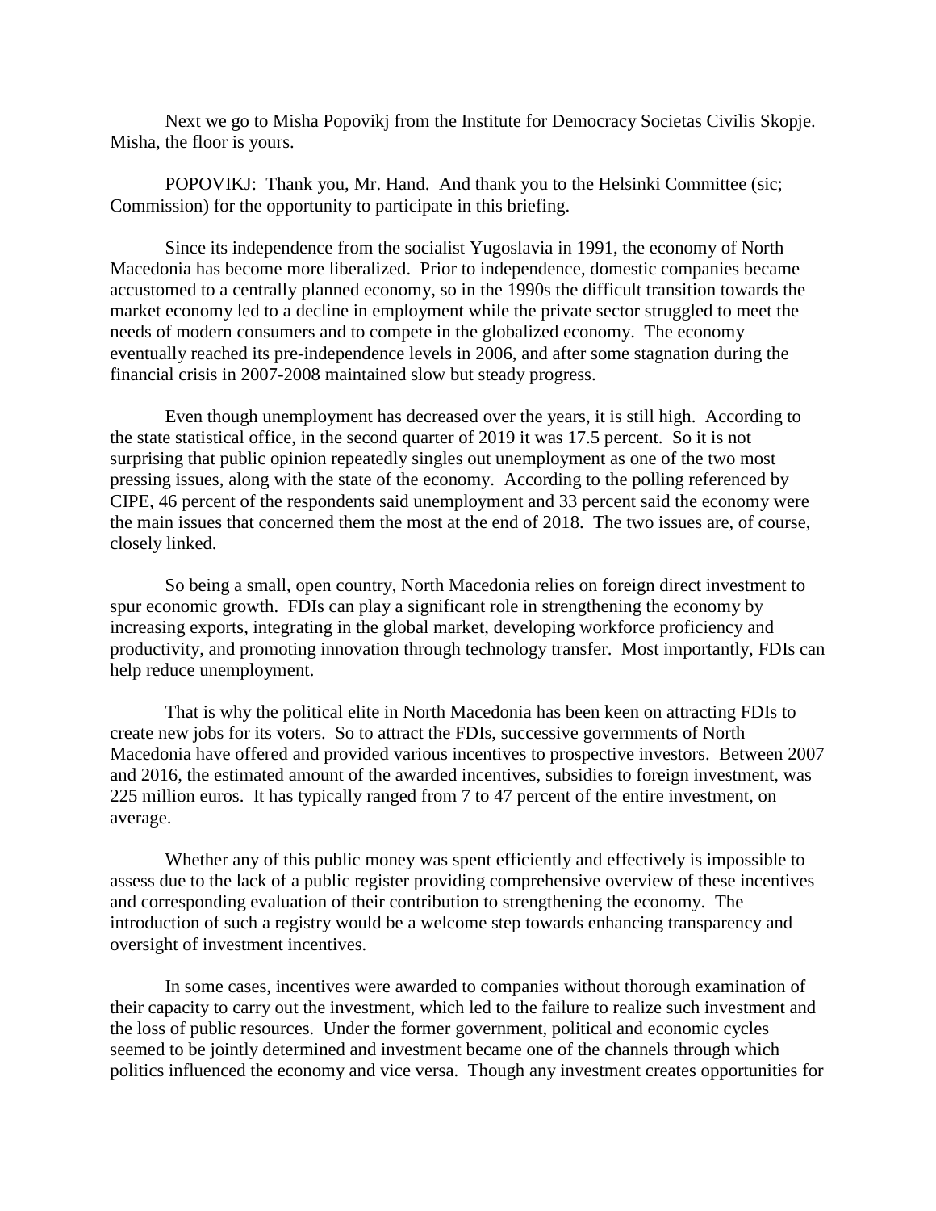Next we go to Misha Popovikj from the Institute for Democracy Societas Civilis Skopje. Misha, the floor is yours.

POPOVIKJ: Thank you, Mr. Hand. And thank you to the Helsinki Committee (sic; Commission) for the opportunity to participate in this briefing.

Since its independence from the socialist Yugoslavia in 1991, the economy of North Macedonia has become more liberalized. Prior to independence, domestic companies became accustomed to a centrally planned economy, so in the 1990s the difficult transition towards the market economy led to a decline in employment while the private sector struggled to meet the needs of modern consumers and to compete in the globalized economy. The economy eventually reached its pre-independence levels in 2006, and after some stagnation during the financial crisis in 2007-2008 maintained slow but steady progress.

Even though unemployment has decreased over the years, it is still high. According to the state statistical office, in the second quarter of 2019 it was 17.5 percent. So it is not surprising that public opinion repeatedly singles out unemployment as one of the two most pressing issues, along with the state of the economy. According to the polling referenced by CIPE, 46 percent of the respondents said unemployment and 33 percent said the economy were the main issues that concerned them the most at the end of 2018. The two issues are, of course, closely linked.

So being a small, open country, North Macedonia relies on foreign direct investment to spur economic growth. FDIs can play a significant role in strengthening the economy by increasing exports, integrating in the global market, developing workforce proficiency and productivity, and promoting innovation through technology transfer. Most importantly, FDIs can help reduce unemployment.

That is why the political elite in North Macedonia has been keen on attracting FDIs to create new jobs for its voters. So to attract the FDIs, successive governments of North Macedonia have offered and provided various incentives to prospective investors. Between 2007 and 2016, the estimated amount of the awarded incentives, subsidies to foreign investment, was 225 million euros. It has typically ranged from 7 to 47 percent of the entire investment, on average.

Whether any of this public money was spent efficiently and effectively is impossible to assess due to the lack of a public register providing comprehensive overview of these incentives and corresponding evaluation of their contribution to strengthening the economy. The introduction of such a registry would be a welcome step towards enhancing transparency and oversight of investment incentives.

In some cases, incentives were awarded to companies without thorough examination of their capacity to carry out the investment, which led to the failure to realize such investment and the loss of public resources. Under the former government, political and economic cycles seemed to be jointly determined and investment became one of the channels through which politics influenced the economy and vice versa. Though any investment creates opportunities for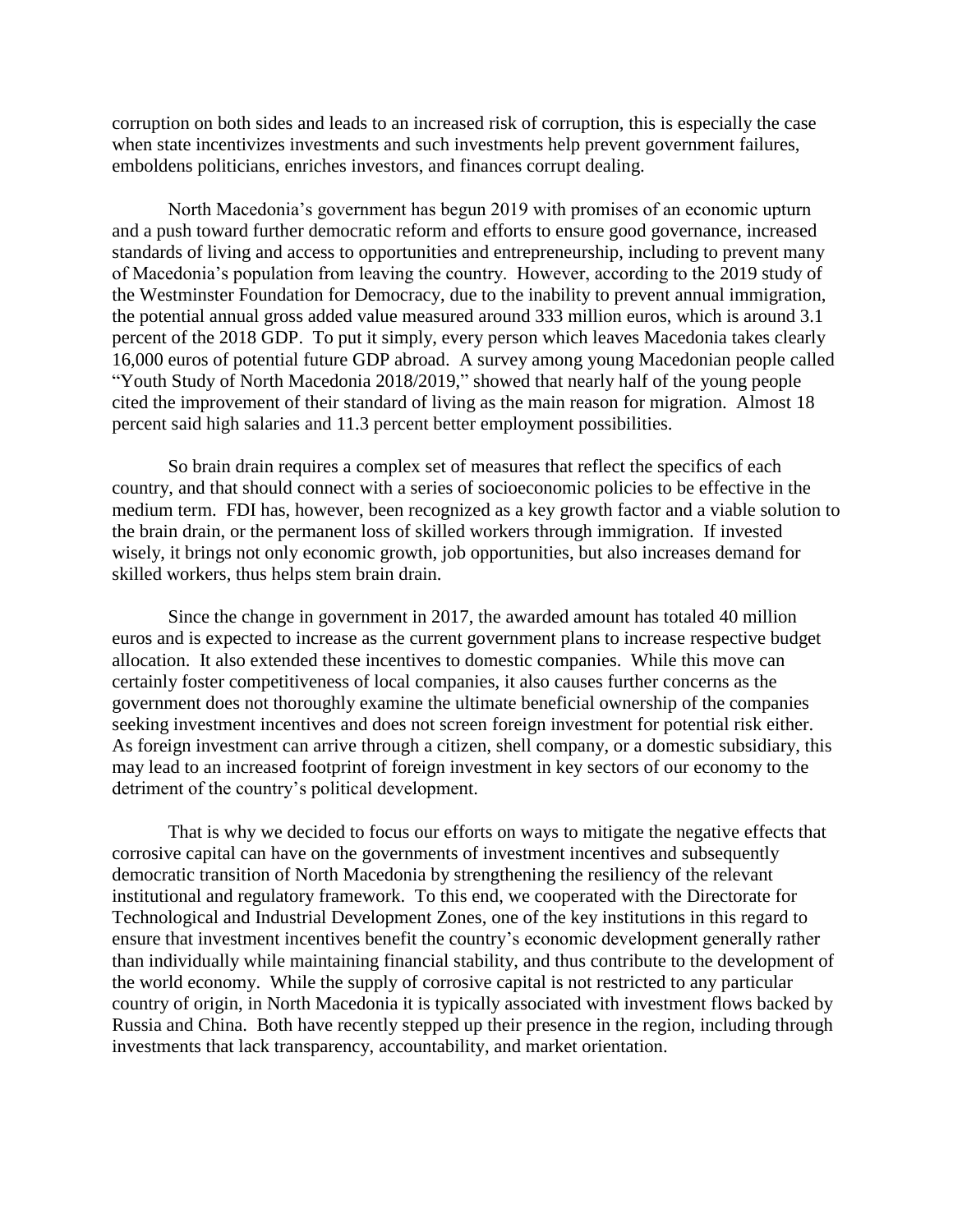corruption on both sides and leads to an increased risk of corruption, this is especially the case when state incentivizes investments and such investments help prevent government failures, emboldens politicians, enriches investors, and finances corrupt dealing.

North Macedonia's government has begun 2019 with promises of an economic upturn and a push toward further democratic reform and efforts to ensure good governance, increased standards of living and access to opportunities and entrepreneurship, including to prevent many of Macedonia's population from leaving the country. However, according to the 2019 study of the Westminster Foundation for Democracy, due to the inability to prevent annual immigration, the potential annual gross added value measured around 333 million euros, which is around 3.1 percent of the 2018 GDP. To put it simply, every person which leaves Macedonia takes clearly 16,000 euros of potential future GDP abroad. A survey among young Macedonian people called "Youth Study of North Macedonia 2018/2019," showed that nearly half of the young people cited the improvement of their standard of living as the main reason for migration. Almost 18 percent said high salaries and 11.3 percent better employment possibilities.

So brain drain requires a complex set of measures that reflect the specifics of each country, and that should connect with a series of socioeconomic policies to be effective in the medium term. FDI has, however, been recognized as a key growth factor and a viable solution to the brain drain, or the permanent loss of skilled workers through immigration. If invested wisely, it brings not only economic growth, job opportunities, but also increases demand for skilled workers, thus helps stem brain drain.

Since the change in government in 2017, the awarded amount has totaled 40 million euros and is expected to increase as the current government plans to increase respective budget allocation. It also extended these incentives to domestic companies. While this move can certainly foster competitiveness of local companies, it also causes further concerns as the government does not thoroughly examine the ultimate beneficial ownership of the companies seeking investment incentives and does not screen foreign investment for potential risk either. As foreign investment can arrive through a citizen, shell company, or a domestic subsidiary, this may lead to an increased footprint of foreign investment in key sectors of our economy to the detriment of the country's political development.

That is why we decided to focus our efforts on ways to mitigate the negative effects that corrosive capital can have on the governments of investment incentives and subsequently democratic transition of North Macedonia by strengthening the resiliency of the relevant institutional and regulatory framework. To this end, we cooperated with the Directorate for Technological and Industrial Development Zones, one of the key institutions in this regard to ensure that investment incentives benefit the country's economic development generally rather than individually while maintaining financial stability, and thus contribute to the development of the world economy. While the supply of corrosive capital is not restricted to any particular country of origin, in North Macedonia it is typically associated with investment flows backed by Russia and China. Both have recently stepped up their presence in the region, including through investments that lack transparency, accountability, and market orientation.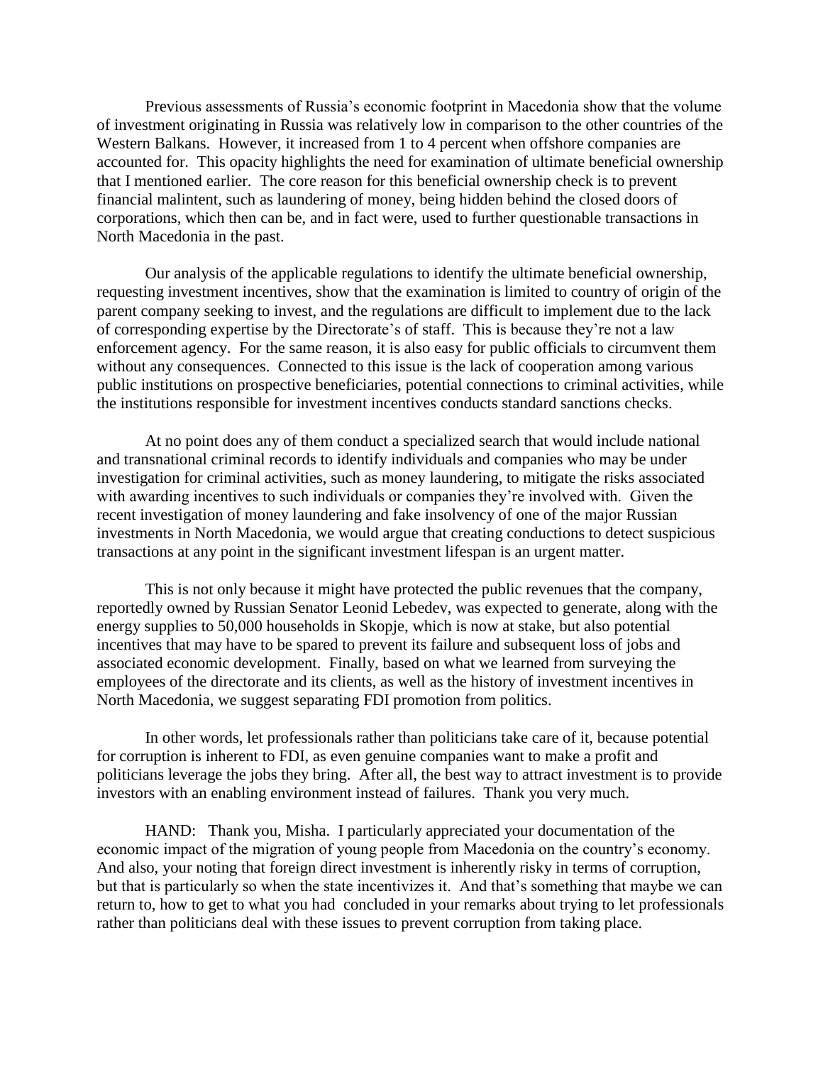Previous assessments of Russia's economic footprint in Macedonia show that the volume of investment originating in Russia was relatively low in comparison to the other countries of the Western Balkans. However, it increased from 1 to 4 percent when offshore companies are accounted for. This opacity highlights the need for examination of ultimate beneficial ownership that I mentioned earlier. The core reason for this beneficial ownership check is to prevent financial malintent, such as laundering of money, being hidden behind the closed doors of corporations, which then can be, and in fact were, used to further questionable transactions in North Macedonia in the past.

Our analysis of the applicable regulations to identify the ultimate beneficial ownership, requesting investment incentives, show that the examination is limited to country of origin of the parent company seeking to invest, and the regulations are difficult to implement due to the lack of corresponding expertise by the Directorate's of staff. This is because they're not a law enforcement agency. For the same reason, it is also easy for public officials to circumvent them without any consequences. Connected to this issue is the lack of cooperation among various public institutions on prospective beneficiaries, potential connections to criminal activities, while the institutions responsible for investment incentives conducts standard sanctions checks.

At no point does any of them conduct a specialized search that would include national and transnational criminal records to identify individuals and companies who may be under investigation for criminal activities, such as money laundering, to mitigate the risks associated with awarding incentives to such individuals or companies they're involved with. Given the recent investigation of money laundering and fake insolvency of one of the major Russian investments in North Macedonia, we would argue that creating conductions to detect suspicious transactions at any point in the significant investment lifespan is an urgent matter.

This is not only because it might have protected the public revenues that the company, reportedly owned by Russian Senator Leonid Lebedev, was expected to generate, along with the energy supplies to 50,000 households in Skopje, which is now at stake, but also potential incentives that may have to be spared to prevent its failure and subsequent loss of jobs and associated economic development. Finally, based on what we learned from surveying the employees of the directorate and its clients, as well as the history of investment incentives in North Macedonia, we suggest separating FDI promotion from politics.

In other words, let professionals rather than politicians take care of it, because potential for corruption is inherent to FDI, as even genuine companies want to make a profit and politicians leverage the jobs they bring. After all, the best way to attract investment is to provide investors with an enabling environment instead of failures. Thank you very much.

HAND: Thank you, Misha. I particularly appreciated your documentation of the economic impact of the migration of young people from Macedonia on the country's economy. And also, your noting that foreign direct investment is inherently risky in terms of corruption, but that is particularly so when the state incentivizes it. And that's something that maybe we can return to, how to get to what you had concluded in your remarks about trying to let professionals rather than politicians deal with these issues to prevent corruption from taking place.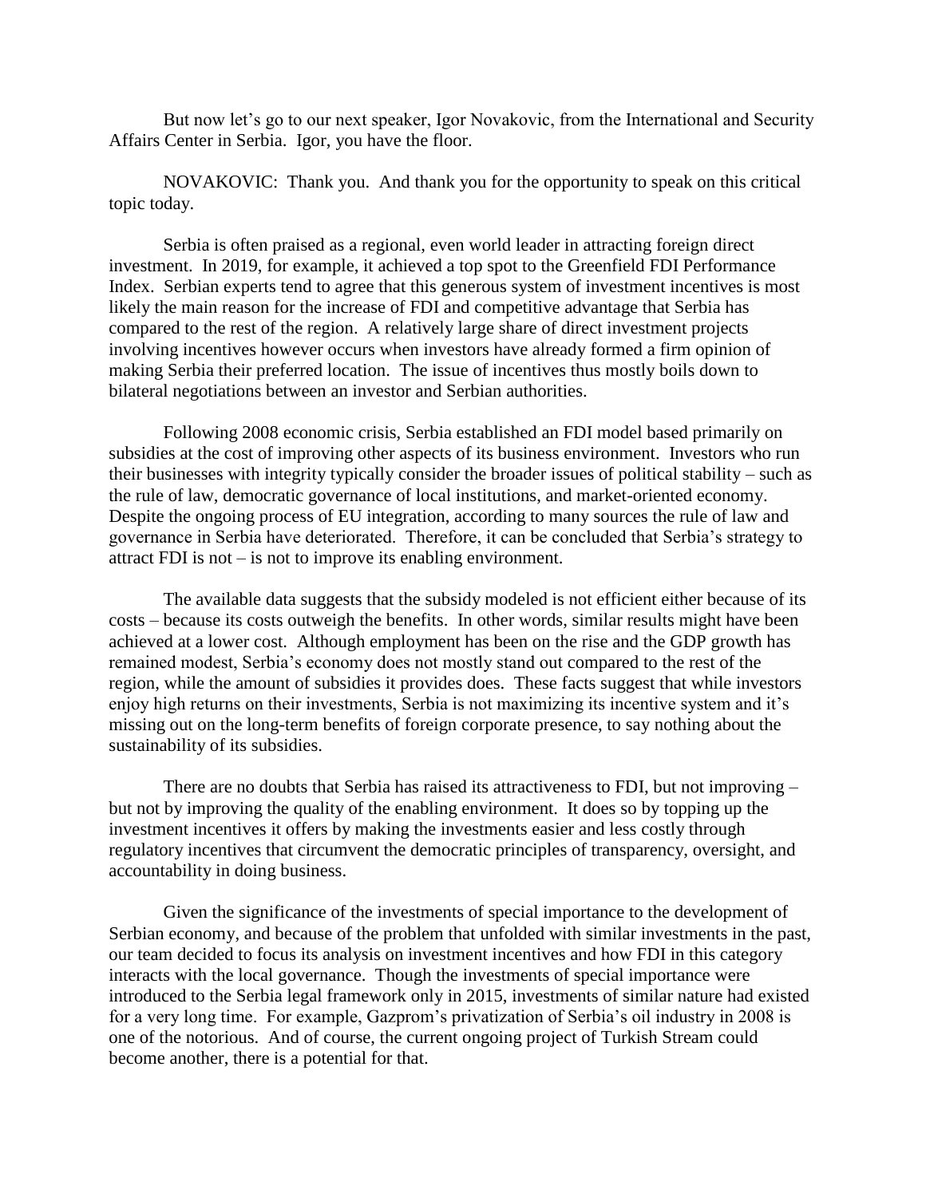But now let's go to our next speaker, Igor Novakovic, from the International and Security Affairs Center in Serbia. Igor, you have the floor.

NOVAKOVIC: Thank you. And thank you for the opportunity to speak on this critical topic today.

Serbia is often praised as a regional, even world leader in attracting foreign direct investment. In 2019, for example, it achieved a top spot to the Greenfield FDI Performance Index. Serbian experts tend to agree that this generous system of investment incentives is most likely the main reason for the increase of FDI and competitive advantage that Serbia has compared to the rest of the region. A relatively large share of direct investment projects involving incentives however occurs when investors have already formed a firm opinion of making Serbia their preferred location. The issue of incentives thus mostly boils down to bilateral negotiations between an investor and Serbian authorities.

Following 2008 economic crisis, Serbia established an FDI model based primarily on subsidies at the cost of improving other aspects of its business environment. Investors who run their businesses with integrity typically consider the broader issues of political stability – such as the rule of law, democratic governance of local institutions, and market-oriented economy. Despite the ongoing process of EU integration, according to many sources the rule of law and governance in Serbia have deteriorated. Therefore, it can be concluded that Serbia's strategy to attract FDI is not – is not to improve its enabling environment.

The available data suggests that the subsidy modeled is not efficient either because of its costs – because its costs outweigh the benefits. In other words, similar results might have been achieved at a lower cost. Although employment has been on the rise and the GDP growth has remained modest, Serbia's economy does not mostly stand out compared to the rest of the region, while the amount of subsidies it provides does. These facts suggest that while investors enjoy high returns on their investments, Serbia is not maximizing its incentive system and it's missing out on the long-term benefits of foreign corporate presence, to say nothing about the sustainability of its subsidies.

There are no doubts that Serbia has raised its attractiveness to FDI, but not improving – but not by improving the quality of the enabling environment. It does so by topping up the investment incentives it offers by making the investments easier and less costly through regulatory incentives that circumvent the democratic principles of transparency, oversight, and accountability in doing business.

Given the significance of the investments of special importance to the development of Serbian economy, and because of the problem that unfolded with similar investments in the past, our team decided to focus its analysis on investment incentives and how FDI in this category interacts with the local governance. Though the investments of special importance were introduced to the Serbia legal framework only in 2015, investments of similar nature had existed for a very long time. For example, Gazprom's privatization of Serbia's oil industry in 2008 is one of the notorious. And of course, the current ongoing project of Turkish Stream could become another, there is a potential for that.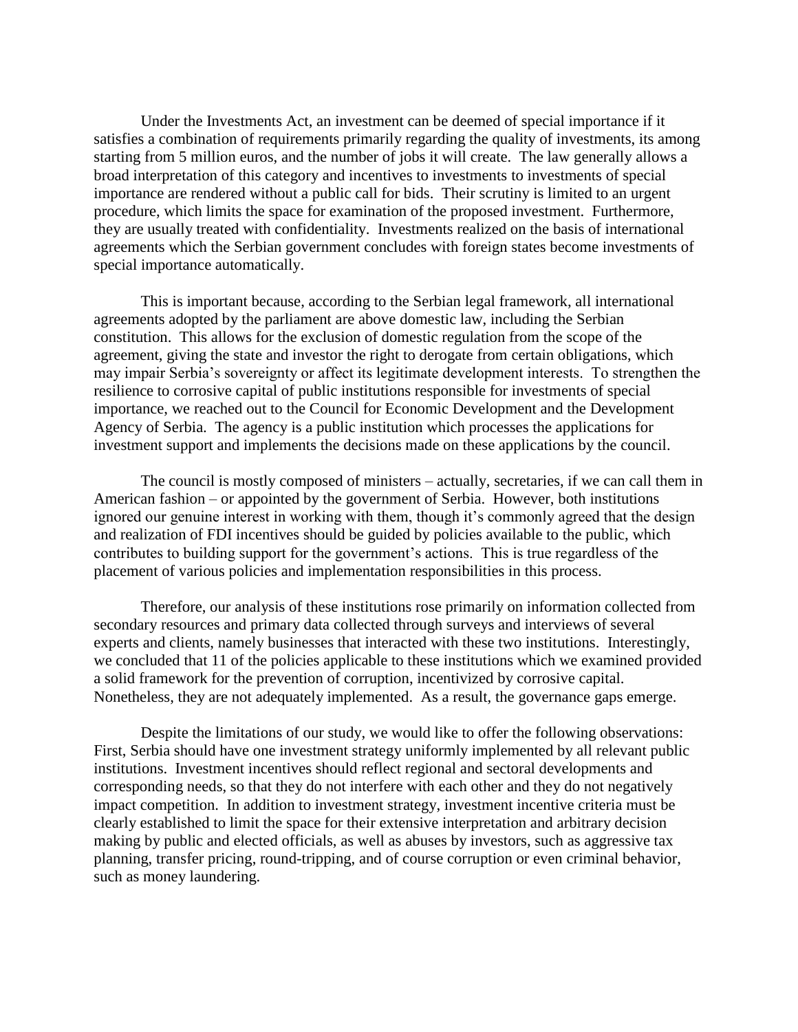Under the Investments Act, an investment can be deemed of special importance if it satisfies a combination of requirements primarily regarding the quality of investments, its among starting from 5 million euros, and the number of jobs it will create. The law generally allows a broad interpretation of this category and incentives to investments to investments of special importance are rendered without a public call for bids. Their scrutiny is limited to an urgent procedure, which limits the space for examination of the proposed investment. Furthermore, they are usually treated with confidentiality. Investments realized on the basis of international agreements which the Serbian government concludes with foreign states become investments of special importance automatically.

This is important because, according to the Serbian legal framework, all international agreements adopted by the parliament are above domestic law, including the Serbian constitution. This allows for the exclusion of domestic regulation from the scope of the agreement, giving the state and investor the right to derogate from certain obligations, which may impair Serbia's sovereignty or affect its legitimate development interests. To strengthen the resilience to corrosive capital of public institutions responsible for investments of special importance, we reached out to the Council for Economic Development and the Development Agency of Serbia. The agency is a public institution which processes the applications for investment support and implements the decisions made on these applications by the council.

The council is mostly composed of ministers – actually, secretaries, if we can call them in American fashion – or appointed by the government of Serbia. However, both institutions ignored our genuine interest in working with them, though it's commonly agreed that the design and realization of FDI incentives should be guided by policies available to the public, which contributes to building support for the government's actions. This is true regardless of the placement of various policies and implementation responsibilities in this process.

Therefore, our analysis of these institutions rose primarily on information collected from secondary resources and primary data collected through surveys and interviews of several experts and clients, namely businesses that interacted with these two institutions. Interestingly, we concluded that 11 of the policies applicable to these institutions which we examined provided a solid framework for the prevention of corruption, incentivized by corrosive capital. Nonetheless, they are not adequately implemented. As a result, the governance gaps emerge.

Despite the limitations of our study, we would like to offer the following observations: First, Serbia should have one investment strategy uniformly implemented by all relevant public institutions. Investment incentives should reflect regional and sectoral developments and corresponding needs, so that they do not interfere with each other and they do not negatively impact competition. In addition to investment strategy, investment incentive criteria must be clearly established to limit the space for their extensive interpretation and arbitrary decision making by public and elected officials, as well as abuses by investors, such as aggressive tax planning, transfer pricing, round-tripping, and of course corruption or even criminal behavior, such as money laundering.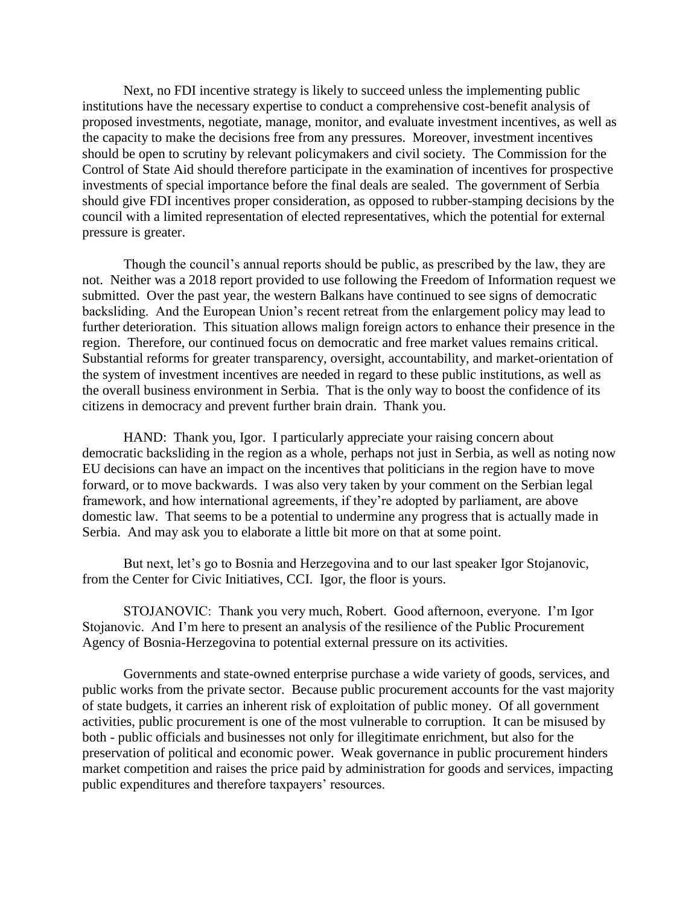Next, no FDI incentive strategy is likely to succeed unless the implementing public institutions have the necessary expertise to conduct a comprehensive cost-benefit analysis of proposed investments, negotiate, manage, monitor, and evaluate investment incentives, as well as the capacity to make the decisions free from any pressures. Moreover, investment incentives should be open to scrutiny by relevant policymakers and civil society. The Commission for the Control of State Aid should therefore participate in the examination of incentives for prospective investments of special importance before the final deals are sealed. The government of Serbia should give FDI incentives proper consideration, as opposed to rubber-stamping decisions by the council with a limited representation of elected representatives, which the potential for external pressure is greater.

Though the council's annual reports should be public, as prescribed by the law, they are not. Neither was a 2018 report provided to use following the Freedom of Information request we submitted. Over the past year, the western Balkans have continued to see signs of democratic backsliding. And the European Union's recent retreat from the enlargement policy may lead to further deterioration. This situation allows malign foreign actors to enhance their presence in the region. Therefore, our continued focus on democratic and free market values remains critical. Substantial reforms for greater transparency, oversight, accountability, and market-orientation of the system of investment incentives are needed in regard to these public institutions, as well as the overall business environment in Serbia. That is the only way to boost the confidence of its citizens in democracy and prevent further brain drain. Thank you.

HAND: Thank you, Igor. I particularly appreciate your raising concern about democratic backsliding in the region as a whole, perhaps not just in Serbia, as well as noting now EU decisions can have an impact on the incentives that politicians in the region have to move forward, or to move backwards. I was also very taken by your comment on the Serbian legal framework, and how international agreements, if they're adopted by parliament, are above domestic law. That seems to be a potential to undermine any progress that is actually made in Serbia. And may ask you to elaborate a little bit more on that at some point.

But next, let's go to Bosnia and Herzegovina and to our last speaker Igor Stojanovic, from the Center for Civic Initiatives, CCI. Igor, the floor is yours.

STOJANOVIC: Thank you very much, Robert. Good afternoon, everyone. I'm Igor Stojanovic. And I'm here to present an analysis of the resilience of the Public Procurement Agency of Bosnia-Herzegovina to potential external pressure on its activities.

Governments and state-owned enterprise purchase a wide variety of goods, services, and public works from the private sector. Because public procurement accounts for the vast majority of state budgets, it carries an inherent risk of exploitation of public money. Of all government activities, public procurement is one of the most vulnerable to corruption. It can be misused by both - public officials and businesses not only for illegitimate enrichment, but also for the preservation of political and economic power. Weak governance in public procurement hinders market competition and raises the price paid by administration for goods and services, impacting public expenditures and therefore taxpayers' resources.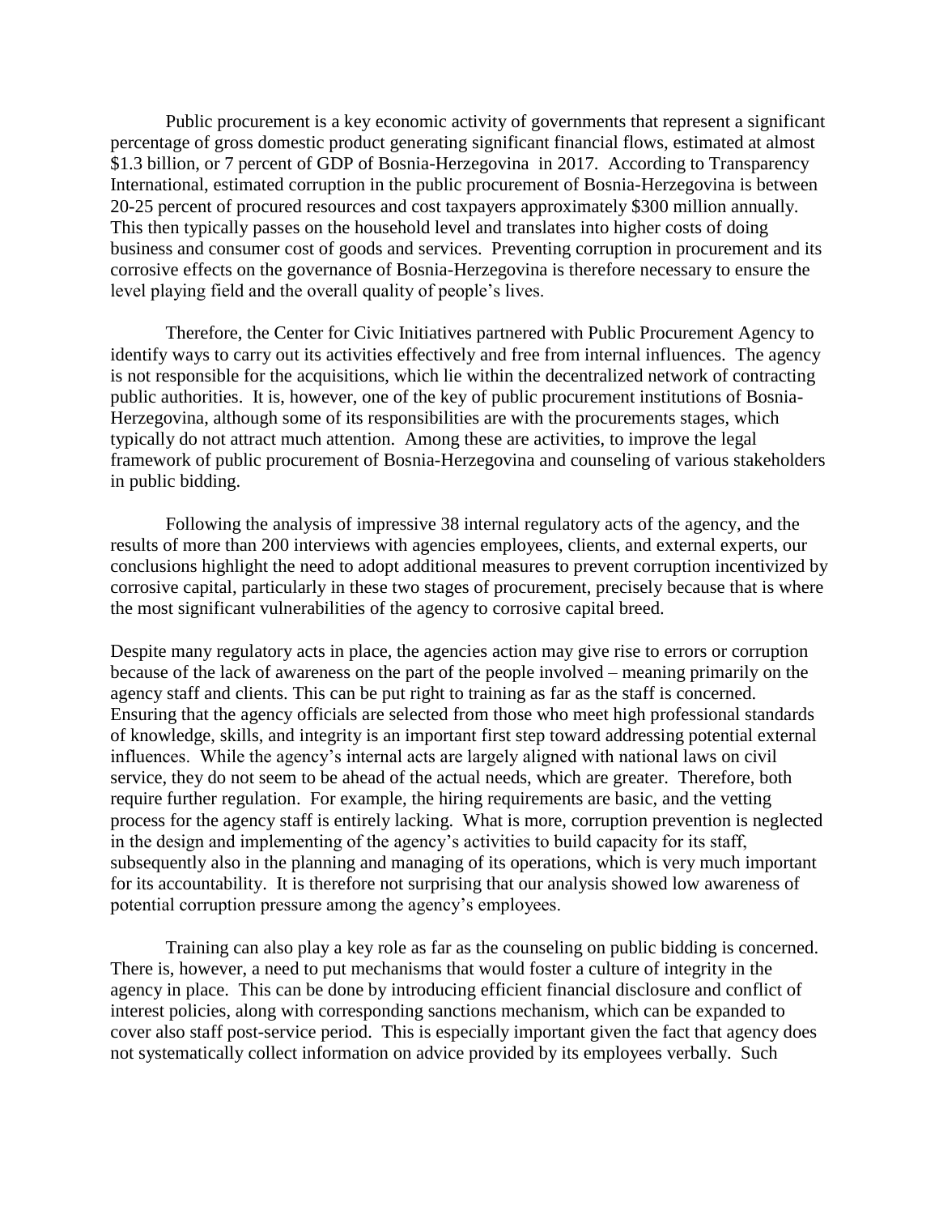Public procurement is a key economic activity of governments that represent a significant percentage of gross domestic product generating significant financial flows, estimated at almost $1.3 billion, or 7 percent of GDP of Bosnia-Herzegovina in 2017. According to Transparency International, estimated corruption in the public procurement of Bosnia-Herzegovina is between 20-25 percent of procured resources and cost taxpayers approximately $300 million annually. This then typically passes on the household level and translates into higher costs of doing business and consumer cost of goods and services. Preventing corruption in procurement and its corrosive effects on the governance of Bosnia-Herzegovina is therefore necessary to ensure the level playing field and the overall quality of people's lives.

Therefore, the Center for Civic Initiatives partnered with Public Procurement Agency to identify ways to carry out its activities effectively and free from internal influences. The agency is not responsible for the acquisitions, which lie within the decentralized network of contracting public authorities. It is, however, one of the key of public procurement institutions of Bosnia-Herzegovina, although some of its responsibilities are with the procurements stages, which typically do not attract much attention. Among these are activities, to improve the legal framework of public procurement of Bosnia-Herzegovina and counseling of various stakeholders in public bidding.

Following the analysis of impressive 38 internal regulatory acts of the agency, and the results of more than 200 interviews with agencies employees, clients, and external experts, our conclusions highlight the need to adopt additional measures to prevent corruption incentivized by corrosive capital, particularly in these two stages of procurement, precisely because that is where the most significant vulnerabilities of the agency to corrosive capital breed.

Despite many regulatory acts in place, the agencies action may give rise to errors or corruption because of the lack of awareness on the part of the people involved – meaning primarily on the agency staff and clients. This can be put right to training as far as the staff is concerned. Ensuring that the agency officials are selected from those who meet high professional standards of knowledge, skills, and integrity is an important first step toward addressing potential external influences. While the agency's internal acts are largely aligned with national laws on civil service, they do not seem to be ahead of the actual needs, which are greater. Therefore, both require further regulation. For example, the hiring requirements are basic, and the vetting process for the agency staff is entirely lacking. What is more, corruption prevention is neglected in the design and implementing of the agency's activities to build capacity for its staff, subsequently also in the planning and managing of its operations, which is very much important for its accountability. It is therefore not surprising that our analysis showed low awareness of potential corruption pressure among the agency's employees.

Training can also play a key role as far as the counseling on public bidding is concerned. There is, however, a need to put mechanisms that would foster a culture of integrity in the agency in place. This can be done by introducing efficient financial disclosure and conflict of interest policies, along with corresponding sanctions mechanism, which can be expanded to cover also staff post-service period. This is especially important given the fact that agency does not systematically collect information on advice provided by its employees verbally. Such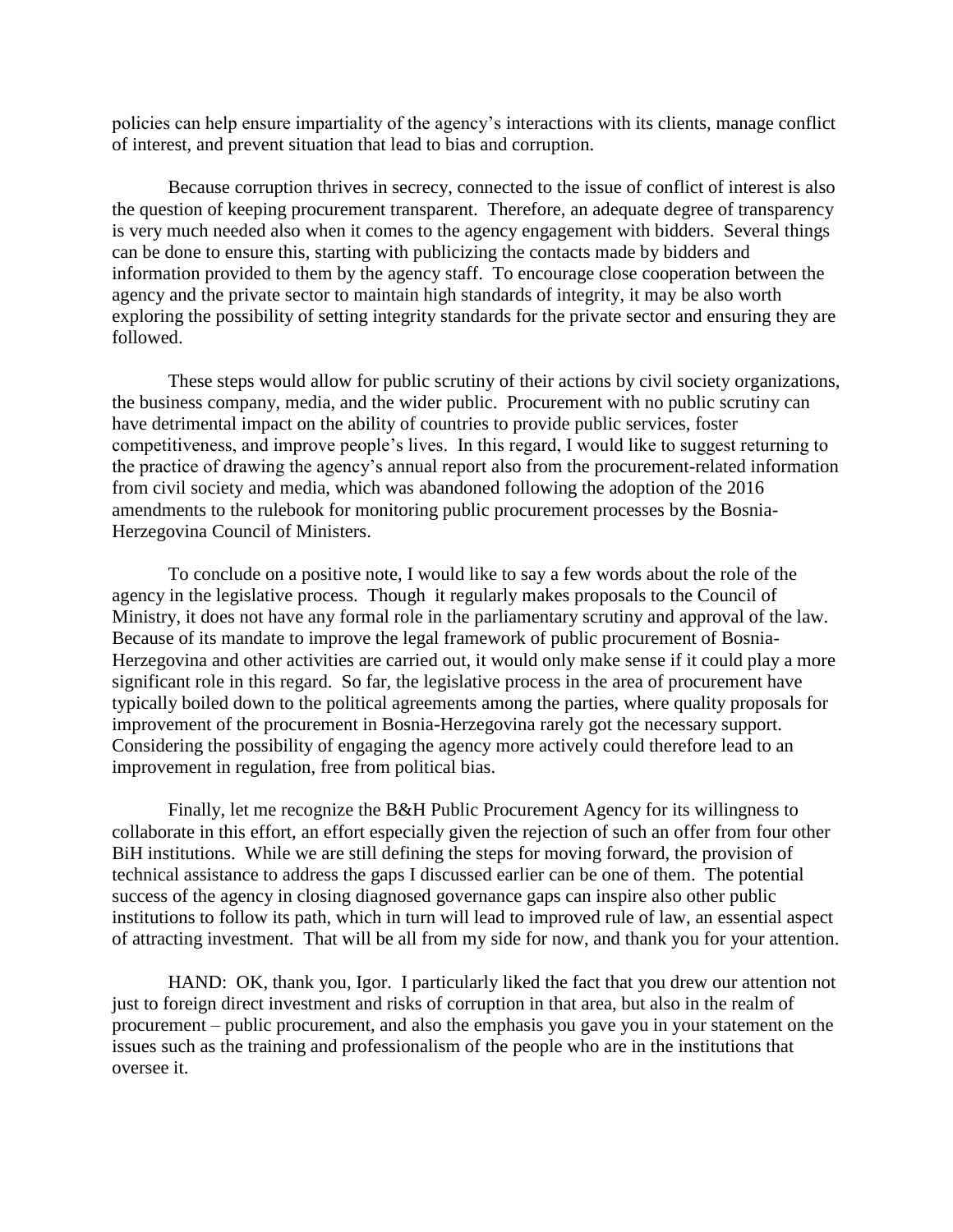policies can help ensure impartiality of the agency's interactions with its clients, manage conflict of interest, and prevent situation that lead to bias and corruption.

Because corruption thrives in secrecy, connected to the issue of conflict of interest is also the question of keeping procurement transparent. Therefore, an adequate degree of transparency is very much needed also when it comes to the agency engagement with bidders. Several things can be done to ensure this, starting with publicizing the contacts made by bidders and information provided to them by the agency staff. To encourage close cooperation between the agency and the private sector to maintain high standards of integrity, it may be also worth exploring the possibility of setting integrity standards for the private sector and ensuring they are followed.

These steps would allow for public scrutiny of their actions by civil society organizations, the business company, media, and the wider public. Procurement with no public scrutiny can have detrimental impact on the ability of countries to provide public services, foster competitiveness, and improve people's lives. In this regard, I would like to suggest returning to the practice of drawing the agency's annual report also from the procurement-related information from civil society and media, which was abandoned following the adoption of the 2016 amendments to the rulebook for monitoring public procurement processes by the Bosnia-Herzegovina Council of Ministers.

To conclude on a positive note, I would like to say a few words about the role of the agency in the legislative process. Though it regularly makes proposals to the Council of Ministry, it does not have any formal role in the parliamentary scrutiny and approval of the law. Because of its mandate to improve the legal framework of public procurement of Bosnia-Herzegovina and other activities are carried out, it would only make sense if it could play a more significant role in this regard. So far, the legislative process in the area of procurement have typically boiled down to the political agreements among the parties, where quality proposals for improvement of the procurement in Bosnia-Herzegovina rarely got the necessary support. Considering the possibility of engaging the agency more actively could therefore lead to an improvement in regulation, free from political bias.

Finally, let me recognize the B&H Public Procurement Agency for its willingness to collaborate in this effort, an effort especially given the rejection of such an offer from four other BiH institutions. While we are still defining the steps for moving forward, the provision of technical assistance to address the gaps I discussed earlier can be one of them. The potential success of the agency in closing diagnosed governance gaps can inspire also other public institutions to follow its path, which in turn will lead to improved rule of law, an essential aspect of attracting investment. That will be all from my side for now, and thank you for your attention.

HAND: OK, thank you, Igor. I particularly liked the fact that you drew our attention not just to foreign direct investment and risks of corruption in that area, but also in the realm of procurement – public procurement, and also the emphasis you gave you in your statement on the issues such as the training and professionalism of the people who are in the institutions that oversee it.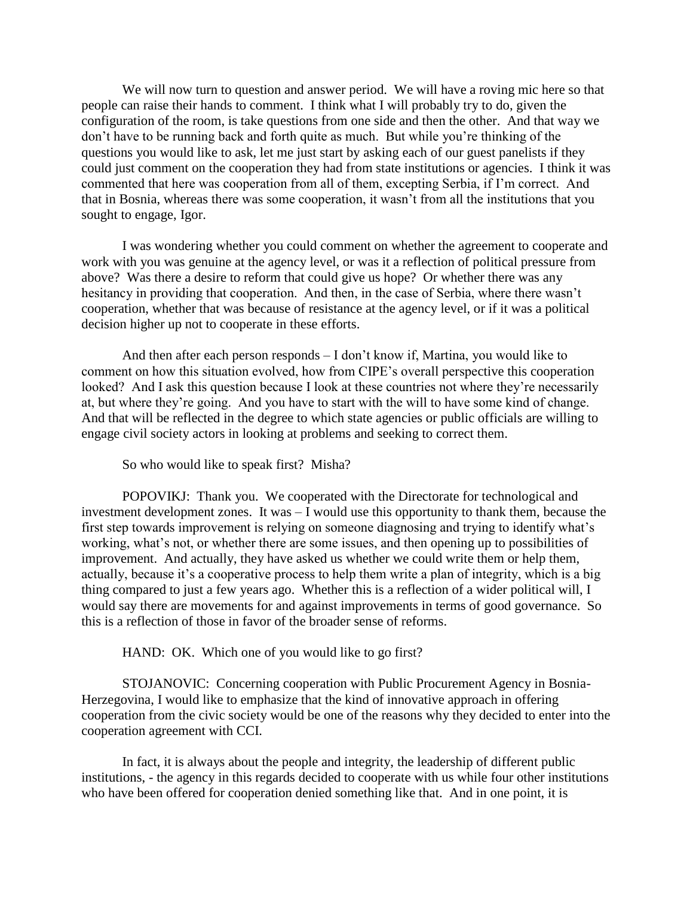We will now turn to question and answer period. We will have a roving mic here so that people can raise their hands to comment. I think what I will probably try to do, given the configuration of the room, is take questions from one side and then the other. And that way we don't have to be running back and forth quite as much. But while you're thinking of the questions you would like to ask, let me just start by asking each of our guest panelists if they could just comment on the cooperation they had from state institutions or agencies. I think it was commented that here was cooperation from all of them, excepting Serbia, if I'm correct. And that in Bosnia, whereas there was some cooperation, it wasn't from all the institutions that you sought to engage, Igor.

I was wondering whether you could comment on whether the agreement to cooperate and work with you was genuine at the agency level, or was it a reflection of political pressure from above? Was there a desire to reform that could give us hope? Or whether there was any hesitancy in providing that cooperation. And then, in the case of Serbia, where there wasn't cooperation, whether that was because of resistance at the agency level, or if it was a political decision higher up not to cooperate in these efforts.

And then after each person responds – I don't know if, Martina, you would like to comment on how this situation evolved, how from CIPE's overall perspective this cooperation looked? And I ask this question because I look at these countries not where they're necessarily at, but where they're going. And you have to start with the will to have some kind of change. And that will be reflected in the degree to which state agencies or public officials are willing to engage civil society actors in looking at problems and seeking to correct them.

So who would like to speak first? Misha?

POPOVIKJ: Thank you. We cooperated with the Directorate for technological and investment development zones. It was – I would use this opportunity to thank them, because the first step towards improvement is relying on someone diagnosing and trying to identify what's working, what's not, or whether there are some issues, and then opening up to possibilities of improvement. And actually, they have asked us whether we could write them or help them, actually, because it's a cooperative process to help them write a plan of integrity, which is a big thing compared to just a few years ago. Whether this is a reflection of a wider political will, I would say there are movements for and against improvements in terms of good governance. So this is a reflection of those in favor of the broader sense of reforms.

HAND: OK. Which one of you would like to go first?

STOJANOVIC: Concerning cooperation with Public Procurement Agency in Bosnia-Herzegovina, I would like to emphasize that the kind of innovative approach in offering cooperation from the civic society would be one of the reasons why they decided to enter into the cooperation agreement with CCI.

In fact, it is always about the people and integrity, the leadership of different public institutions, - the agency in this regards decided to cooperate with us while four other institutions who have been offered for cooperation denied something like that. And in one point, it is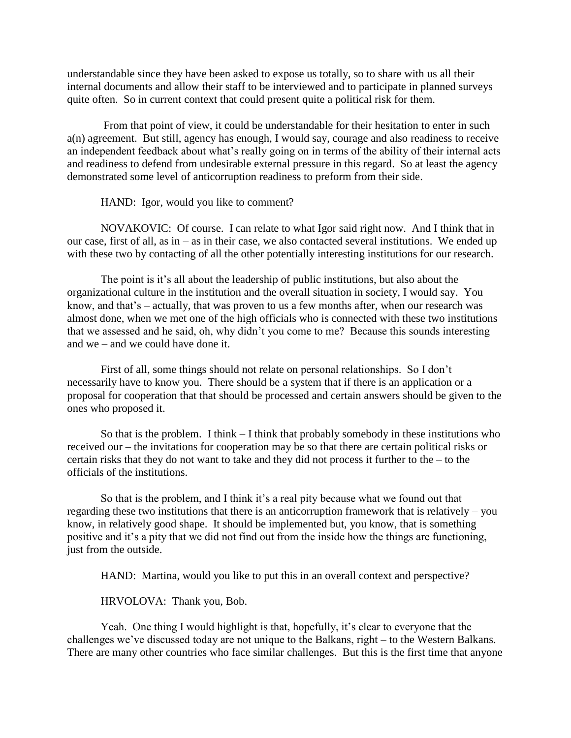understandable since they have been asked to expose us totally, so to share with us all their internal documents and allow their staff to be interviewed and to participate in planned surveys quite often. So in current context that could present quite a political risk for them.

From that point of view, it could be understandable for their hesitation to enter in such a(n) agreement. But still, agency has enough, I would say, courage and also readiness to receive an independent feedback about what's really going on in terms of the ability of their internal acts and readiness to defend from undesirable external pressure in this regard. So at least the agency demonstrated some level of anticorruption readiness to preform from their side.

HAND: Igor, would you like to comment?

NOVAKOVIC: Of course. I can relate to what Igor said right now. And I think that in our case, first of all, as in – as in their case, we also contacted several institutions. We ended up with these two by contacting of all the other potentially interesting institutions for our research.

The point is it's all about the leadership of public institutions, but also about the organizational culture in the institution and the overall situation in society, I would say. You know, and that's – actually, that was proven to us a few months after, when our research was almost done, when we met one of the high officials who is connected with these two institutions that we assessed and he said, oh, why didn't you come to me? Because this sounds interesting and we – and we could have done it.

First of all, some things should not relate on personal relationships. So I don't necessarily have to know you. There should be a system that if there is an application or a proposal for cooperation that that should be processed and certain answers should be given to the ones who proposed it.

So that is the problem. I think – I think that probably somebody in these institutions who received our – the invitations for cooperation may be so that there are certain political risks or certain risks that they do not want to take and they did not process it further to the – to the officials of the institutions.

So that is the problem, and I think it's a real pity because what we found out that regarding these two institutions that there is an anticorruption framework that is relatively – you know, in relatively good shape. It should be implemented but, you know, that is something positive and it's a pity that we did not find out from the inside how the things are functioning, just from the outside.

HAND: Martina, would you like to put this in an overall context and perspective?

HRVOLOVA: Thank you, Bob.

Yeah. One thing I would highlight is that, hopefully, it's clear to everyone that the challenges we've discussed today are not unique to the Balkans, right – to the Western Balkans. There are many other countries who face similar challenges. But this is the first time that anyone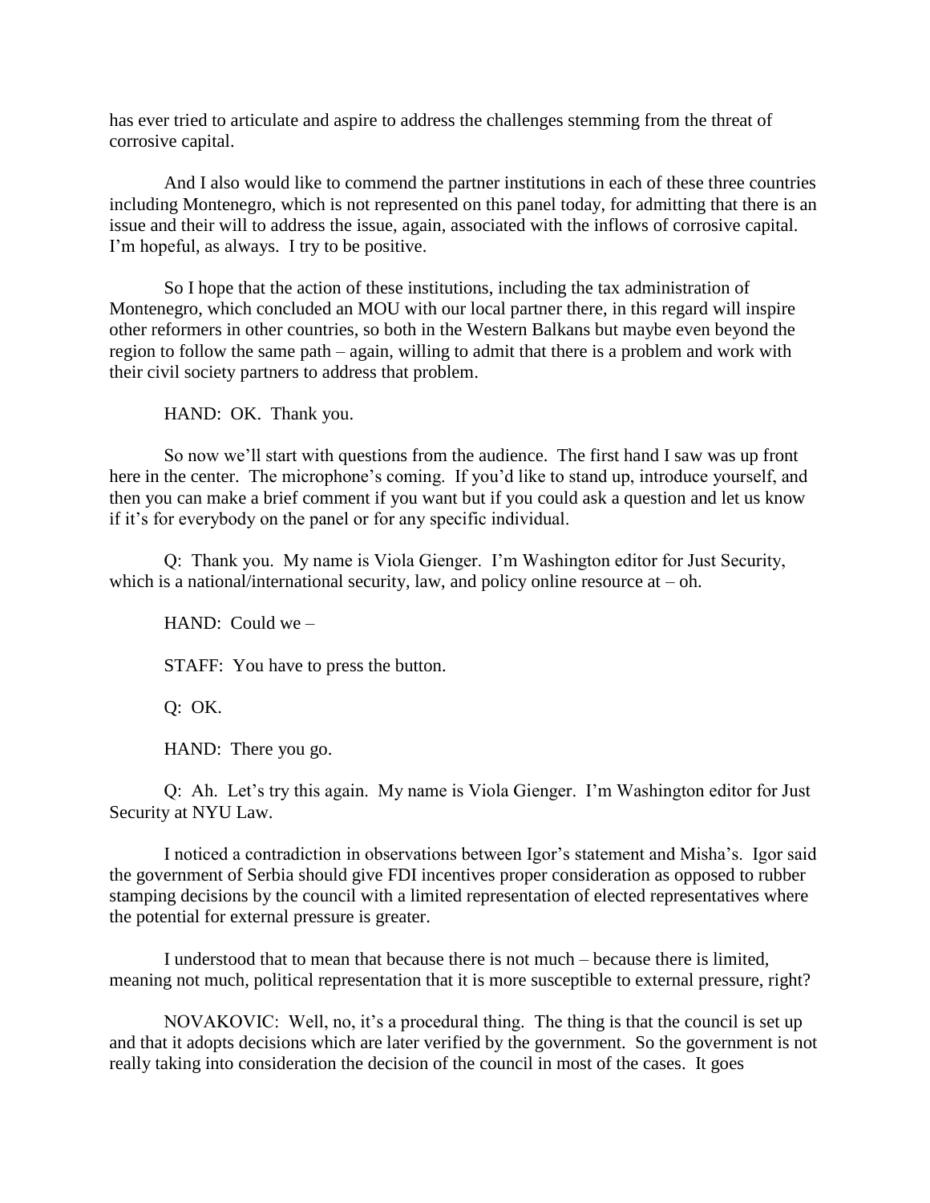has ever tried to articulate and aspire to address the challenges stemming from the threat of corrosive capital.

And I also would like to commend the partner institutions in each of these three countries including Montenegro, which is not represented on this panel today, for admitting that there is an issue and their will to address the issue, again, associated with the inflows of corrosive capital. I'm hopeful, as always. I try to be positive.

So I hope that the action of these institutions, including the tax administration of Montenegro, which concluded an MOU with our local partner there, in this regard will inspire other reformers in other countries, so both in the Western Balkans but maybe even beyond the region to follow the same path – again, willing to admit that there is a problem and work with their civil society partners to address that problem.

HAND: OK. Thank you.

So now we'll start with questions from the audience. The first hand I saw was up front here in the center. The microphone's coming. If you'd like to stand up, introduce yourself, and then you can make a brief comment if you want but if you could ask a question and let us know if it's for everybody on the panel or for any specific individual.

Q: Thank you. My name is Viola Gienger. I'm Washington editor for Just Security, which is a national/international security, law, and policy online resource at – oh.

HAND: Could we –

STAFF: You have to press the button.

Q: OK.

HAND: There you go.

Q: Ah. Let's try this again. My name is Viola Gienger. I'm Washington editor for Just Security at NYU Law.

I noticed a contradiction in observations between Igor's statement and Misha's. Igor said the government of Serbia should give FDI incentives proper consideration as opposed to rubber stamping decisions by the council with a limited representation of elected representatives where the potential for external pressure is greater.

I understood that to mean that because there is not much – because there is limited, meaning not much, political representation that it is more susceptible to external pressure, right?

NOVAKOVIC: Well, no, it's a procedural thing. The thing is that the council is set up and that it adopts decisions which are later verified by the government. So the government is not really taking into consideration the decision of the council in most of the cases. It goes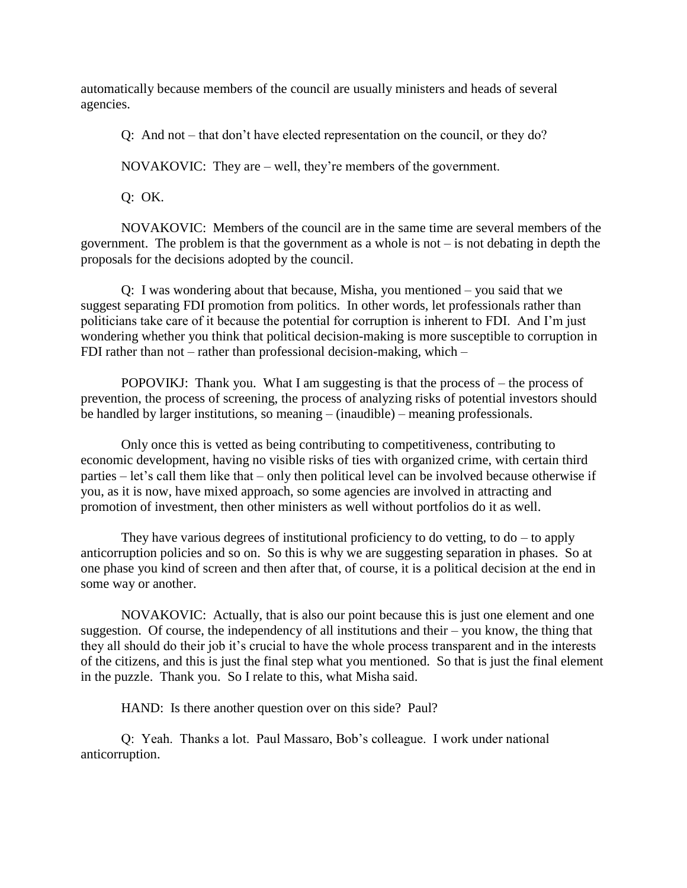automatically because members of the council are usually ministers and heads of several agencies.

Q: And not – that don't have elected representation on the council, or they do?

NOVAKOVIC: They are – well, they're members of the government.

Q: OK.

NOVAKOVIC: Members of the council are in the same time are several members of the government. The problem is that the government as a whole is not – is not debating in depth the proposals for the decisions adopted by the council.

Q: I was wondering about that because, Misha, you mentioned – you said that we suggest separating FDI promotion from politics. In other words, let professionals rather than politicians take care of it because the potential for corruption is inherent to FDI. And I'm just wondering whether you think that political decision-making is more susceptible to corruption in FDI rather than not – rather than professional decision-making, which –

POPOVIKJ: Thank you. What I am suggesting is that the process of – the process of prevention, the process of screening, the process of analyzing risks of potential investors should be handled by larger institutions, so meaning – (inaudible) – meaning professionals.

Only once this is vetted as being contributing to competitiveness, contributing to economic development, having no visible risks of ties with organized crime, with certain third parties – let's call them like that – only then political level can be involved because otherwise if you, as it is now, have mixed approach, so some agencies are involved in attracting and promotion of investment, then other ministers as well without portfolios do it as well.

They have various degrees of institutional proficiency to do vetting, to do – to apply anticorruption policies and so on. So this is why we are suggesting separation in phases. So at one phase you kind of screen and then after that, of course, it is a political decision at the end in some way or another.

NOVAKOVIC: Actually, that is also our point because this is just one element and one suggestion. Of course, the independency of all institutions and their – you know, the thing that they all should do their job it's crucial to have the whole process transparent and in the interests of the citizens, and this is just the final step what you mentioned. So that is just the final element in the puzzle. Thank you. So I relate to this, what Misha said.

HAND: Is there another question over on this side? Paul?

Q: Yeah. Thanks a lot. Paul Massaro, Bob's colleague. I work under national anticorruption.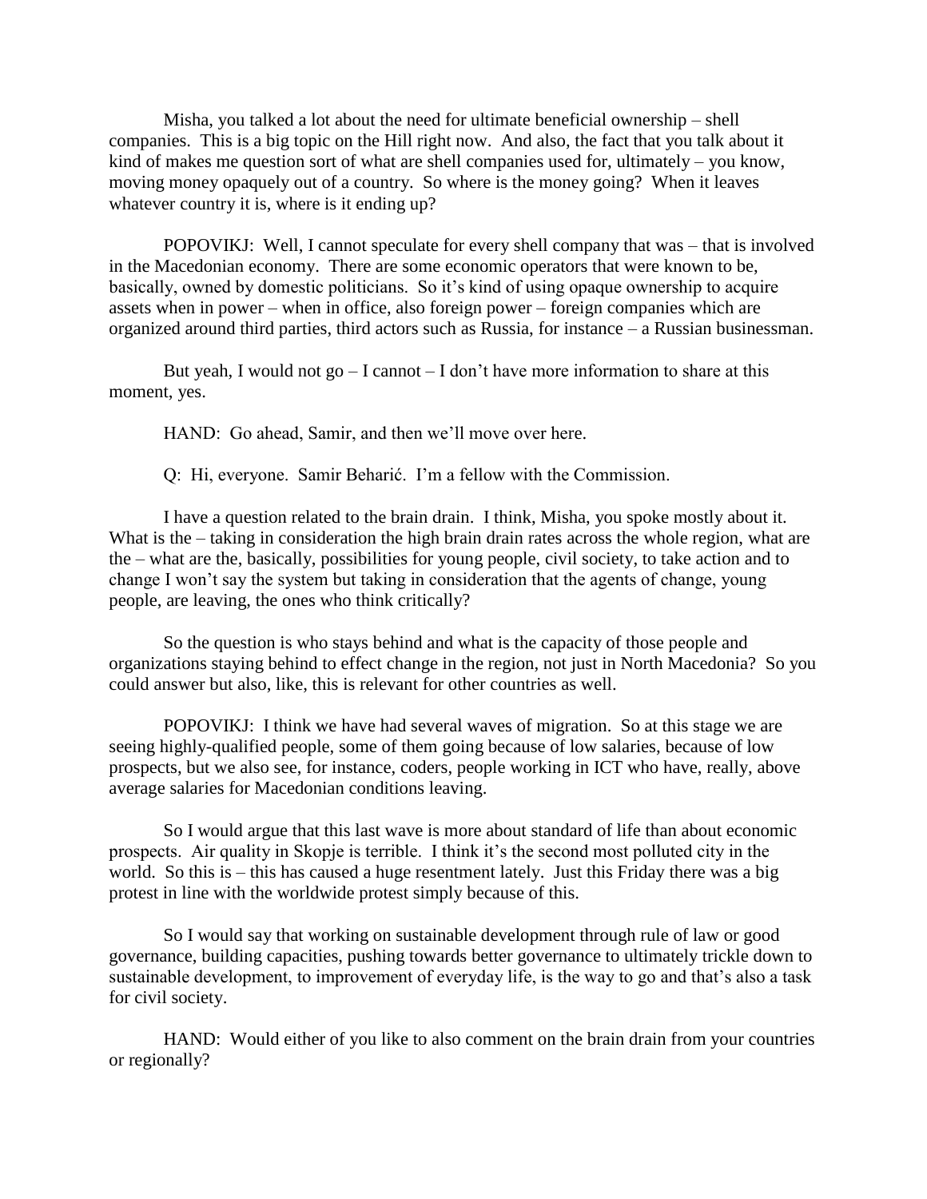Misha, you talked a lot about the need for ultimate beneficial ownership – shell companies. This is a big topic on the Hill right now. And also, the fact that you talk about it kind of makes me question sort of what are shell companies used for, ultimately – you know, moving money opaquely out of a country. So where is the money going? When it leaves whatever country it is, where is it ending up?

POPOVIKJ: Well, I cannot speculate for every shell company that was – that is involved in the Macedonian economy. There are some economic operators that were known to be, basically, owned by domestic politicians. So it's kind of using opaque ownership to acquire assets when in power – when in office, also foreign power – foreign companies which are organized around third parties, third actors such as Russia, for instance – a Russian businessman.

But yeah, I would not go – I cannot – I don't have more information to share at this moment, yes.

HAND: Go ahead, Samir, and then we'll move over here.

Q: Hi, everyone. Samir Beharić. I'm a fellow with the Commission.

I have a question related to the brain drain. I think, Misha, you spoke mostly about it. What is the – taking in consideration the high brain drain rates across the whole region, what are the – what are the, basically, possibilities for young people, civil society, to take action and to change I won't say the system but taking in consideration that the agents of change, young people, are leaving, the ones who think critically?

So the question is who stays behind and what is the capacity of those people and organizations staying behind to effect change in the region, not just in North Macedonia? So you could answer but also, like, this is relevant for other countries as well.

POPOVIKJ: I think we have had several waves of migration. So at this stage we are seeing highly-qualified people, some of them going because of low salaries, because of low prospects, but we also see, for instance, coders, people working in ICT who have, really, above average salaries for Macedonian conditions leaving.

So I would argue that this last wave is more about standard of life than about economic prospects. Air quality in Skopje is terrible. I think it's the second most polluted city in the world. So this is – this has caused a huge resentment lately. Just this Friday there was a big protest in line with the worldwide protest simply because of this.

So I would say that working on sustainable development through rule of law or good governance, building capacities, pushing towards better governance to ultimately trickle down to sustainable development, to improvement of everyday life, is the way to go and that's also a task for civil society.

HAND: Would either of you like to also comment on the brain drain from your countries or regionally?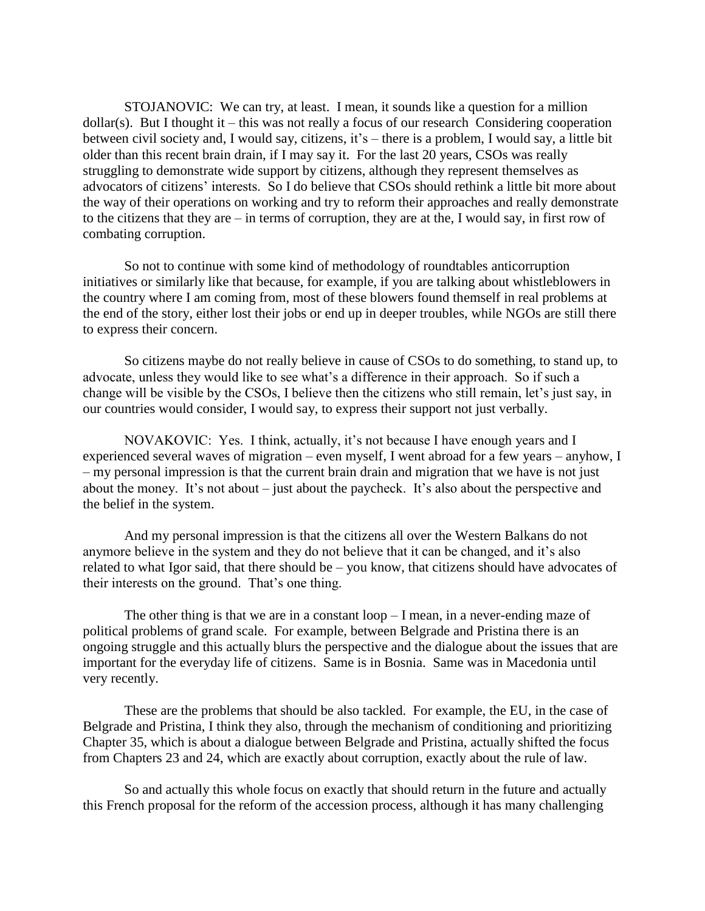STOJANOVIC: We can try, at least. I mean, it sounds like a question for a million dollar(s). But I thought it – this was not really a focus of our research Considering cooperation between civil society and, I would say, citizens, it's – there is a problem, I would say, a little bit older than this recent brain drain, if I may say it. For the last 20 years, CSOs was really struggling to demonstrate wide support by citizens, although they represent themselves as advocators of citizens' interests. So I do believe that CSOs should rethink a little bit more about the way of their operations on working and try to reform their approaches and really demonstrate to the citizens that they are – in terms of corruption, they are at the, I would say, in first row of combating corruption.

So not to continue with some kind of methodology of roundtables anticorruption initiatives or similarly like that because, for example, if you are talking about whistleblowers in the country where I am coming from, most of these blowers found themself in real problems at the end of the story, either lost their jobs or end up in deeper troubles, while NGOs are still there to express their concern.

So citizens maybe do not really believe in cause of CSOs to do something, to stand up, to advocate, unless they would like to see what's a difference in their approach. So if such a change will be visible by the CSOs, I believe then the citizens who still remain, let's just say, in our countries would consider, I would say, to express their support not just verbally.

NOVAKOVIC: Yes. I think, actually, it's not because I have enough years and I experienced several waves of migration – even myself, I went abroad for a few years – anyhow, I – my personal impression is that the current brain drain and migration that we have is not just about the money. It's not about – just about the paycheck. It's also about the perspective and the belief in the system.

And my personal impression is that the citizens all over the Western Balkans do not anymore believe in the system and they do not believe that it can be changed, and it's also related to what Igor said, that there should be – you know, that citizens should have advocates of their interests on the ground. That's one thing.

The other thing is that we are in a constant loop – I mean, in a never-ending maze of political problems of grand scale. For example, between Belgrade and Pristina there is an ongoing struggle and this actually blurs the perspective and the dialogue about the issues that are important for the everyday life of citizens. Same is in Bosnia. Same was in Macedonia until very recently.

These are the problems that should be also tackled. For example, the EU, in the case of Belgrade and Pristina, I think they also, through the mechanism of conditioning and prioritizing Chapter 35, which is about a dialogue between Belgrade and Pristina, actually shifted the focus from Chapters 23 and 24, which are exactly about corruption, exactly about the rule of law.

So and actually this whole focus on exactly that should return in the future and actually this French proposal for the reform of the accession process, although it has many challenging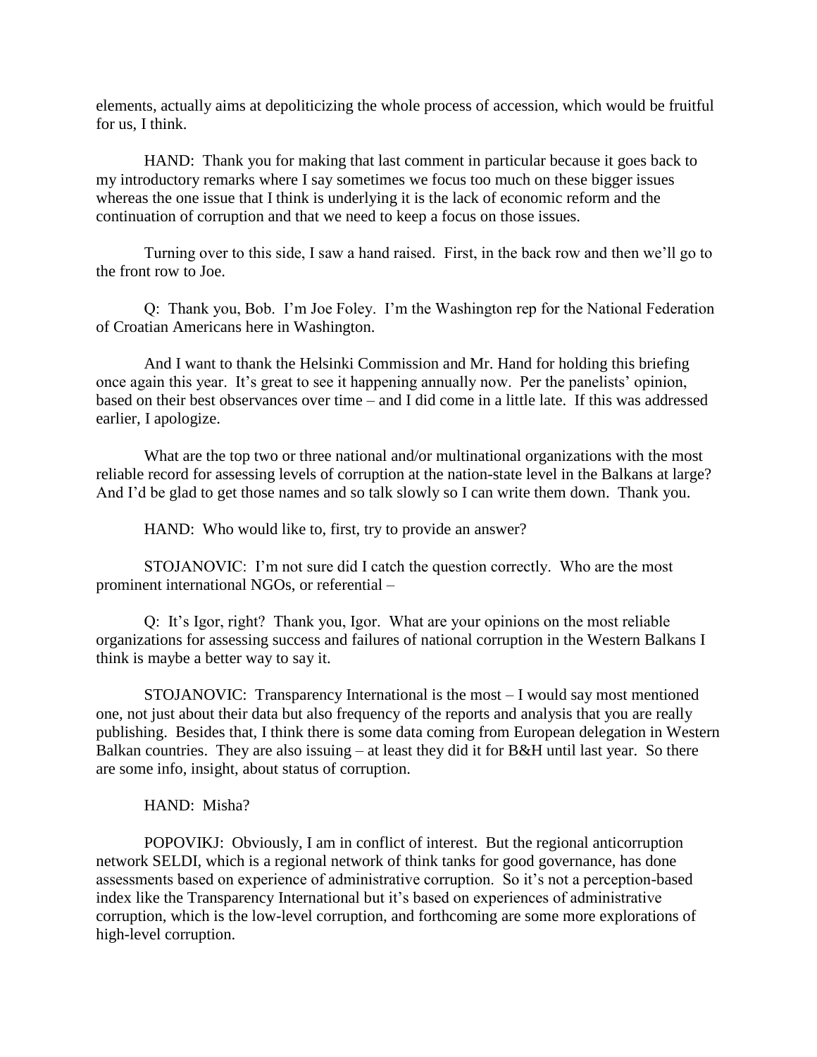elements, actually aims at depoliticizing the whole process of accession, which would be fruitful for us, I think.

HAND: Thank you for making that last comment in particular because it goes back to my introductory remarks where I say sometimes we focus too much on these bigger issues whereas the one issue that I think is underlying it is the lack of economic reform and the continuation of corruption and that we need to keep a focus on those issues.

Turning over to this side, I saw a hand raised. First, in the back row and then we'll go to the front row to Joe.

Q: Thank you, Bob. I'm Joe Foley. I'm the Washington rep for the National Federation of Croatian Americans here in Washington.

And I want to thank the Helsinki Commission and Mr. Hand for holding this briefing once again this year. It's great to see it happening annually now. Per the panelists' opinion, based on their best observances over time – and I did come in a little late. If this was addressed earlier, I apologize.

What are the top two or three national and/or multinational organizations with the most reliable record for assessing levels of corruption at the nation-state level in the Balkans at large? And I'd be glad to get those names and so talk slowly so I can write them down. Thank you.

HAND: Who would like to, first, try to provide an answer?

STOJANOVIC: I'm not sure did I catch the question correctly. Who are the most prominent international NGOs, or referential –

Q: It's Igor, right? Thank you, Igor. What are your opinions on the most reliable organizations for assessing success and failures of national corruption in the Western Balkans I think is maybe a better way to say it.

STOJANOVIC: Transparency International is the most – I would say most mentioned one, not just about their data but also frequency of the reports and analysis that you are really publishing. Besides that, I think there is some data coming from European delegation in Western Balkan countries. They are also issuing – at least they did it for B&H until last year. So there are some info, insight, about status of corruption.

HAND: Misha?

POPOVIKJ: Obviously, I am in conflict of interest. But the regional anticorruption network SELDI, which is a regional network of think tanks for good governance, has done assessments based on experience of administrative corruption. So it's not a perception-based index like the Transparency International but it's based on experiences of administrative corruption, which is the low-level corruption, and forthcoming are some more explorations of high-level corruption.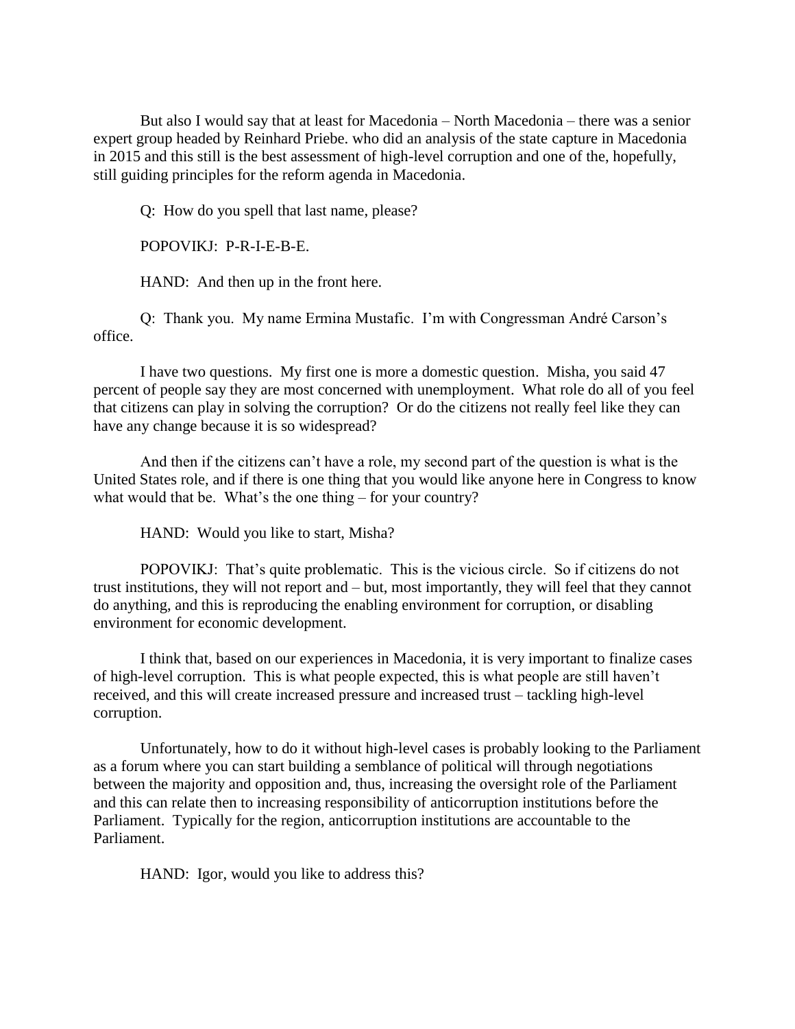But also I would say that at least for Macedonia – North Macedonia – there was a senior expert group headed by Reinhard Priebe. who did an analysis of the state capture in Macedonia in 2015 and this still is the best assessment of high-level corruption and one of the, hopefully, still guiding principles for the reform agenda in Macedonia.

Q: How do you spell that last name, please?

POPOVIKJ: P-R-I-E-B-E.

HAND: And then up in the front here.

Q: Thank you. My name Ermina Mustafic. I'm with Congressman André Carson's office.

I have two questions. My first one is more a domestic question. Misha, you said 47 percent of people say they are most concerned with unemployment. What role do all of you feel that citizens can play in solving the corruption? Or do the citizens not really feel like they can have any change because it is so widespread?

And then if the citizens can't have a role, my second part of the question is what is the United States role, and if there is one thing that you would like anyone here in Congress to know what would that be. What's the one thing – for your country?

HAND: Would you like to start, Misha?

POPOVIKJ: That's quite problematic. This is the vicious circle. So if citizens do not trust institutions, they will not report and – but, most importantly, they will feel that they cannot do anything, and this is reproducing the enabling environment for corruption, or disabling environment for economic development.

I think that, based on our experiences in Macedonia, it is very important to finalize cases of high-level corruption. This is what people expected, this is what people are still haven't received, and this will create increased pressure and increased trust – tackling high-level corruption.

Unfortunately, how to do it without high-level cases is probably looking to the Parliament as a forum where you can start building a semblance of political will through negotiations between the majority and opposition and, thus, increasing the oversight role of the Parliament and this can relate then to increasing responsibility of anticorruption institutions before the Parliament. Typically for the region, anticorruption institutions are accountable to the Parliament.

HAND: Igor, would you like to address this?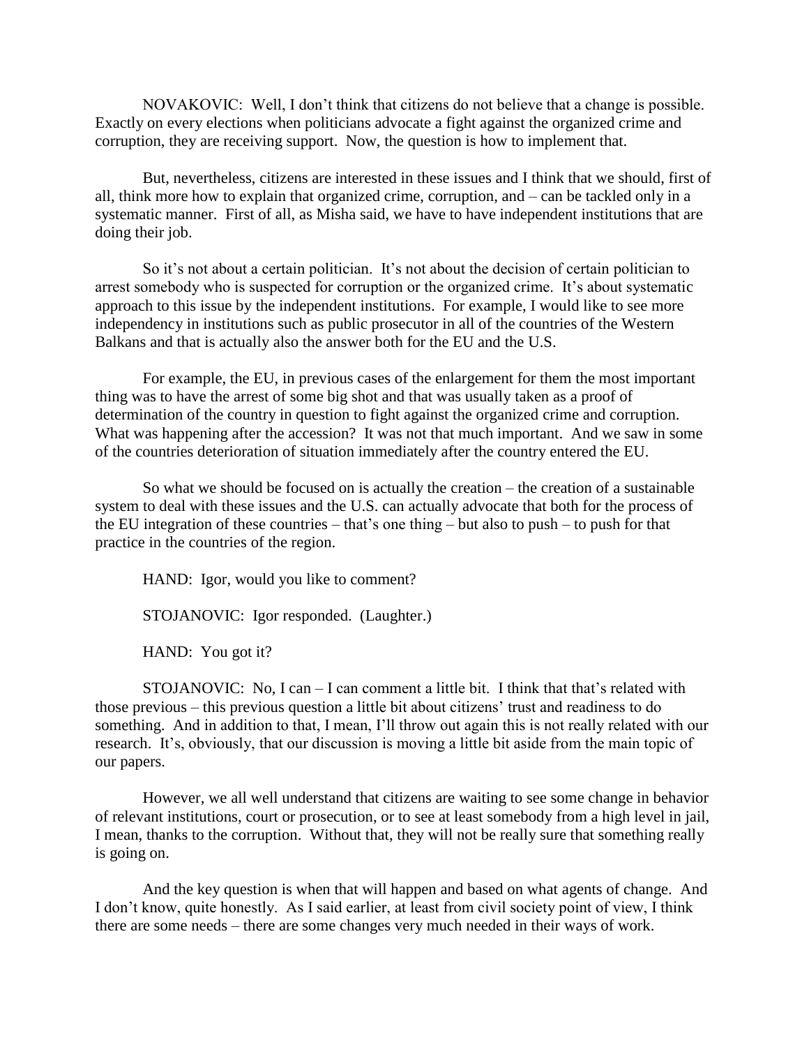NOVAKOVIC: Well, I don't think that citizens do not believe that a change is possible. Exactly on every elections when politicians advocate a fight against the organized crime and corruption, they are receiving support. Now, the question is how to implement that.

But, nevertheless, citizens are interested in these issues and I think that we should, first of all, think more how to explain that organized crime, corruption, and – can be tackled only in a systematic manner. First of all, as Misha said, we have to have independent institutions that are doing their job.

So it's not about a certain politician. It's not about the decision of certain politician to arrest somebody who is suspected for corruption or the organized crime. It's about systematic approach to this issue by the independent institutions. For example, I would like to see more independency in institutions such as public prosecutor in all of the countries of the Western Balkans and that is actually also the answer both for the EU and the U.S.

For example, the EU, in previous cases of the enlargement for them the most important thing was to have the arrest of some big shot and that was usually taken as a proof of determination of the country in question to fight against the organized crime and corruption. What was happening after the accession? It was not that much important. And we saw in some of the countries deterioration of situation immediately after the country entered the EU.

So what we should be focused on is actually the creation – the creation of a sustainable system to deal with these issues and the U.S. can actually advocate that both for the process of the EU integration of these countries – that's one thing – but also to push – to push for that practice in the countries of the region.

HAND: Igor, would you like to comment?

STOJANOVIC: Igor responded. (Laughter.)

HAND: You got it?

STOJANOVIC: No, I can – I can comment a little bit. I think that that's related with those previous – this previous question a little bit about citizens' trust and readiness to do something. And in addition to that, I mean, I'll throw out again this is not really related with our research. It's, obviously, that our discussion is moving a little bit aside from the main topic of our papers.

However, we all well understand that citizens are waiting to see some change in behavior of relevant institutions, court or prosecution, or to see at least somebody from a high level in jail, I mean, thanks to the corruption. Without that, they will not be really sure that something really is going on.

And the key question is when that will happen and based on what agents of change. And I don't know, quite honestly. As I said earlier, at least from civil society point of view, I think there are some needs – there are some changes very much needed in their ways of work.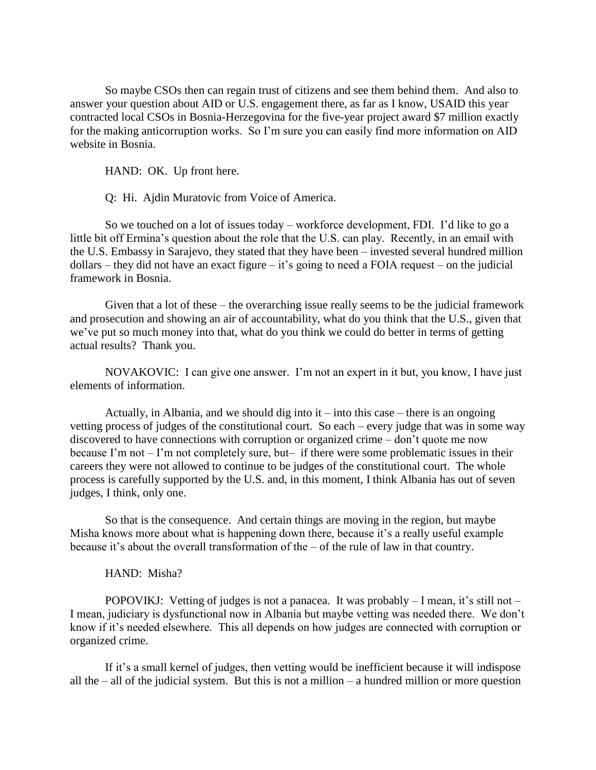So maybe CSOs then can regain trust of citizens and see them behind them. And also to answer your question about AID or U.S. engagement there, as far as I know, USAID this year contracted local CSOs in Bosnia-Herzegovina for the five-year project award $7 million exactly for the making anticorruption works. So I'm sure you can easily find more information on AID website in Bosnia.

HAND: OK. Up front here.

Q: Hi. Ajdin Muratovic from Voice of America.

So we touched on a lot of issues today – workforce development, FDI. I'd like to go a little bit off Ermina's question about the role that the U.S. can play. Recently, in an email with the U.S. Embassy in Sarajevo, they stated that they have been – invested several hundred million dollars – they did not have an exact figure – it's going to need a FOIA request – on the judicial framework in Bosnia.

Given that a lot of these – the overarching issue really seems to be the judicial framework and prosecution and showing an air of accountability, what do you think that the U.S., given that we've put so much money into that, what do you think we could do better in terms of getting actual results? Thank you.

NOVAKOVIC: I can give one answer. I'm not an expert in it but, you know, I have just elements of information.

Actually, in Albania, and we should dig into it – into this case – there is an ongoing vetting process of judges of the constitutional court. So each – every judge that was in some way discovered to have connections with corruption or organized crime – don't quote me now because I'm not – I'm not completely sure, but– if there were some problematic issues in their careers they were not allowed to continue to be judges of the constitutional court. The whole process is carefully supported by the U.S. and, in this moment, I think Albania has out of seven judges, I think, only one.

So that is the consequence. And certain things are moving in the region, but maybe Misha knows more about what is happening down there, because it's a really useful example because it's about the overall transformation of the – of the rule of law in that country.

HAND: Misha?

POPOVIKJ: Vetting of judges is not a panacea. It was probably – I mean, it's still not – I mean, judiciary is dysfunctional now in Albania but maybe vetting was needed there. We don't know if it's needed elsewhere. This all depends on how judges are connected with corruption or organized crime.

If it's a small kernel of judges, then vetting would be inefficient because it will indispose all the – all of the judicial system. But this is not a million – a hundred million or more question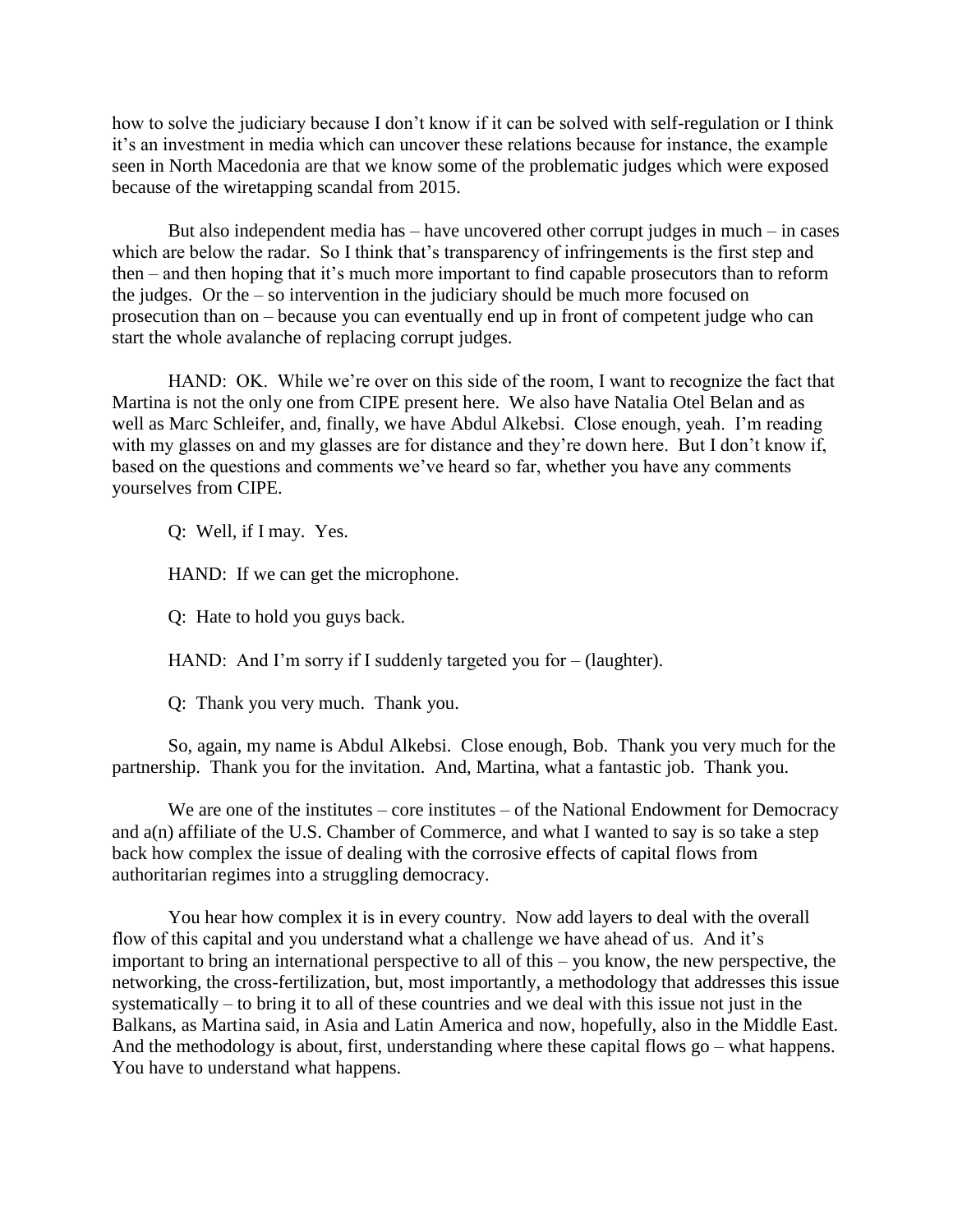how to solve the judiciary because I don't know if it can be solved with self-regulation or I think it's an investment in media which can uncover these relations because for instance, the example seen in North Macedonia are that we know some of the problematic judges which were exposed because of the wiretapping scandal from 2015.

But also independent media has – have uncovered other corrupt judges in much – in cases which are below the radar. So I think that's transparency of infringements is the first step and then – and then hoping that it's much more important to find capable prosecutors than to reform the judges. Or the – so intervention in the judiciary should be much more focused on prosecution than on – because you can eventually end up in front of competent judge who can start the whole avalanche of replacing corrupt judges.

HAND: OK. While we're over on this side of the room, I want to recognize the fact that Martina is not the only one from CIPE present here. We also have Natalia Otel Belan and as well as Marc Schleifer, and, finally, we have Abdul Alkebsi. Close enough, yeah. I'm reading with my glasses on and my glasses are for distance and they're down here. But I don't know if, based on the questions and comments we've heard so far, whether you have any comments yourselves from CIPE.

Q: Well, if I may. Yes.

HAND: If we can get the microphone.

Q: Hate to hold you guys back.

HAND: And I'm sorry if I suddenly targeted you for – (laughter).

Q: Thank you very much. Thank you.

So, again, my name is Abdul Alkebsi. Close enough, Bob. Thank you very much for the partnership. Thank you for the invitation. And, Martina, what a fantastic job. Thank you.

We are one of the institutes – core institutes – of the National Endowment for Democracy and a(n) affiliate of the U.S. Chamber of Commerce, and what I wanted to say is so take a step back how complex the issue of dealing with the corrosive effects of capital flows from authoritarian regimes into a struggling democracy.

You hear how complex it is in every country. Now add layers to deal with the overall flow of this capital and you understand what a challenge we have ahead of us. And it's important to bring an international perspective to all of this – you know, the new perspective, the networking, the cross-fertilization, but, most importantly, a methodology that addresses this issue systematically – to bring it to all of these countries and we deal with this issue not just in the Balkans, as Martina said, in Asia and Latin America and now, hopefully, also in the Middle East. And the methodology is about, first, understanding where these capital flows go – what happens. You have to understand what happens.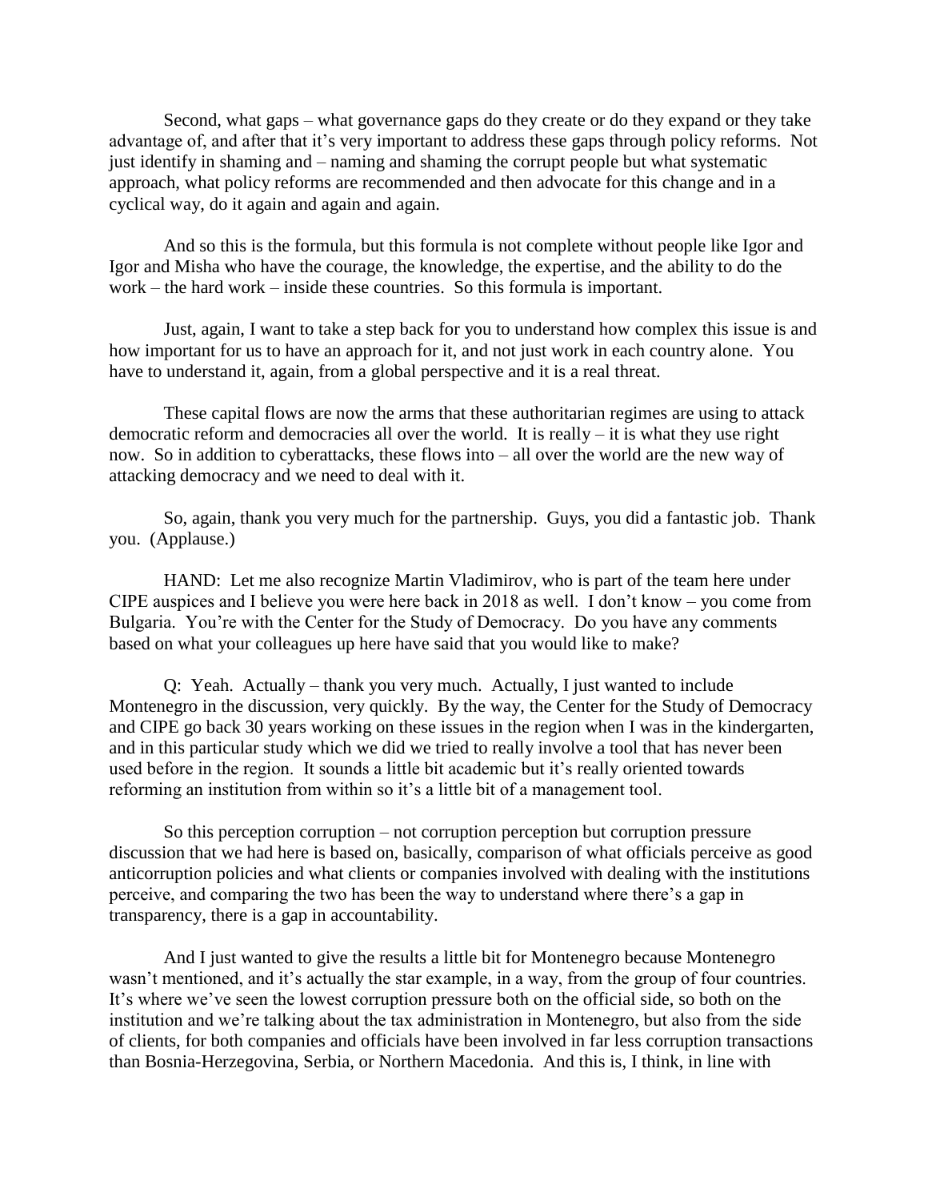Second, what gaps – what governance gaps do they create or do they expand or they take advantage of, and after that it's very important to address these gaps through policy reforms. Not just identify in shaming and – naming and shaming the corrupt people but what systematic approach, what policy reforms are recommended and then advocate for this change and in a cyclical way, do it again and again and again.

And so this is the formula, but this formula is not complete without people like Igor and Igor and Misha who have the courage, the knowledge, the expertise, and the ability to do the work – the hard work – inside these countries. So this formula is important.

Just, again, I want to take a step back for you to understand how complex this issue is and how important for us to have an approach for it, and not just work in each country alone. You have to understand it, again, from a global perspective and it is a real threat.

These capital flows are now the arms that these authoritarian regimes are using to attack democratic reform and democracies all over the world. It is really – it is what they use right now. So in addition to cyberattacks, these flows into – all over the world are the new way of attacking democracy and we need to deal with it.

So, again, thank you very much for the partnership. Guys, you did a fantastic job. Thank you. (Applause.)

HAND: Let me also recognize Martin Vladimirov, who is part of the team here under CIPE auspices and I believe you were here back in 2018 as well. I don't know – you come from Bulgaria. You're with the Center for the Study of Democracy. Do you have any comments based on what your colleagues up here have said that you would like to make?

Q: Yeah. Actually – thank you very much. Actually, I just wanted to include Montenegro in the discussion, very quickly. By the way, the Center for the Study of Democracy and CIPE go back 30 years working on these issues in the region when I was in the kindergarten, and in this particular study which we did we tried to really involve a tool that has never been used before in the region. It sounds a little bit academic but it's really oriented towards reforming an institution from within so it's a little bit of a management tool.

So this perception corruption – not corruption perception but corruption pressure discussion that we had here is based on, basically, comparison of what officials perceive as good anticorruption policies and what clients or companies involved with dealing with the institutions perceive, and comparing the two has been the way to understand where there's a gap in transparency, there is a gap in accountability.

And I just wanted to give the results a little bit for Montenegro because Montenegro wasn't mentioned, and it's actually the star example, in a way, from the group of four countries. It's where we've seen the lowest corruption pressure both on the official side, so both on the institution and we're talking about the tax administration in Montenegro, but also from the side of clients, for both companies and officials have been involved in far less corruption transactions than Bosnia-Herzegovina, Serbia, or Northern Macedonia. And this is, I think, in line with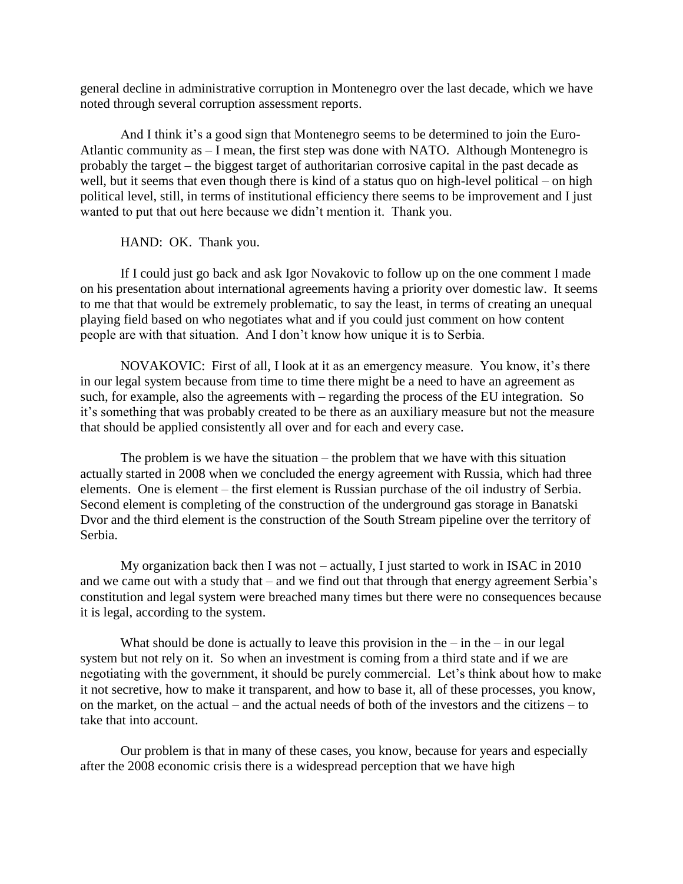general decline in administrative corruption in Montenegro over the last decade, which we have noted through several corruption assessment reports.

And I think it's a good sign that Montenegro seems to be determined to join the Euro-Atlantic community as – I mean, the first step was done with NATO. Although Montenegro is probably the target – the biggest target of authoritarian corrosive capital in the past decade as well, but it seems that even though there is kind of a status quo on high-level political – on high political level, still, in terms of institutional efficiency there seems to be improvement and I just wanted to put that out here because we didn't mention it. Thank you.

HAND: OK. Thank you.

If I could just go back and ask Igor Novakovic to follow up on the one comment I made on his presentation about international agreements having a priority over domestic law. It seems to me that that would be extremely problematic, to say the least, in terms of creating an unequal playing field based on who negotiates what and if you could just comment on how content people are with that situation. And I don't know how unique it is to Serbia.

NOVAKOVIC: First of all, I look at it as an emergency measure. You know, it's there in our legal system because from time to time there might be a need to have an agreement as such, for example, also the agreements with – regarding the process of the EU integration. So it's something that was probably created to be there as an auxiliary measure but not the measure that should be applied consistently all over and for each and every case.

The problem is we have the situation – the problem that we have with this situation actually started in 2008 when we concluded the energy agreement with Russia, which had three elements. One is element – the first element is Russian purchase of the oil industry of Serbia. Second element is completing of the construction of the underground gas storage in Banatski Dvor and the third element is the construction of the South Stream pipeline over the territory of Serbia.

My organization back then I was not – actually, I just started to work in ISAC in 2010 and we came out with a study that – and we find out that through that energy agreement Serbia's constitution and legal system were breached many times but there were no consequences because it is legal, according to the system.

What should be done is actually to leave this provision in the – in the – in our legal system but not rely on it. So when an investment is coming from a third state and if we are negotiating with the government, it should be purely commercial. Let's think about how to make it not secretive, how to make it transparent, and how to base it, all of these processes, you know, on the market, on the actual – and the actual needs of both of the investors and the citizens – to take that into account.

Our problem is that in many of these cases, you know, because for years and especially after the 2008 economic crisis there is a widespread perception that we have high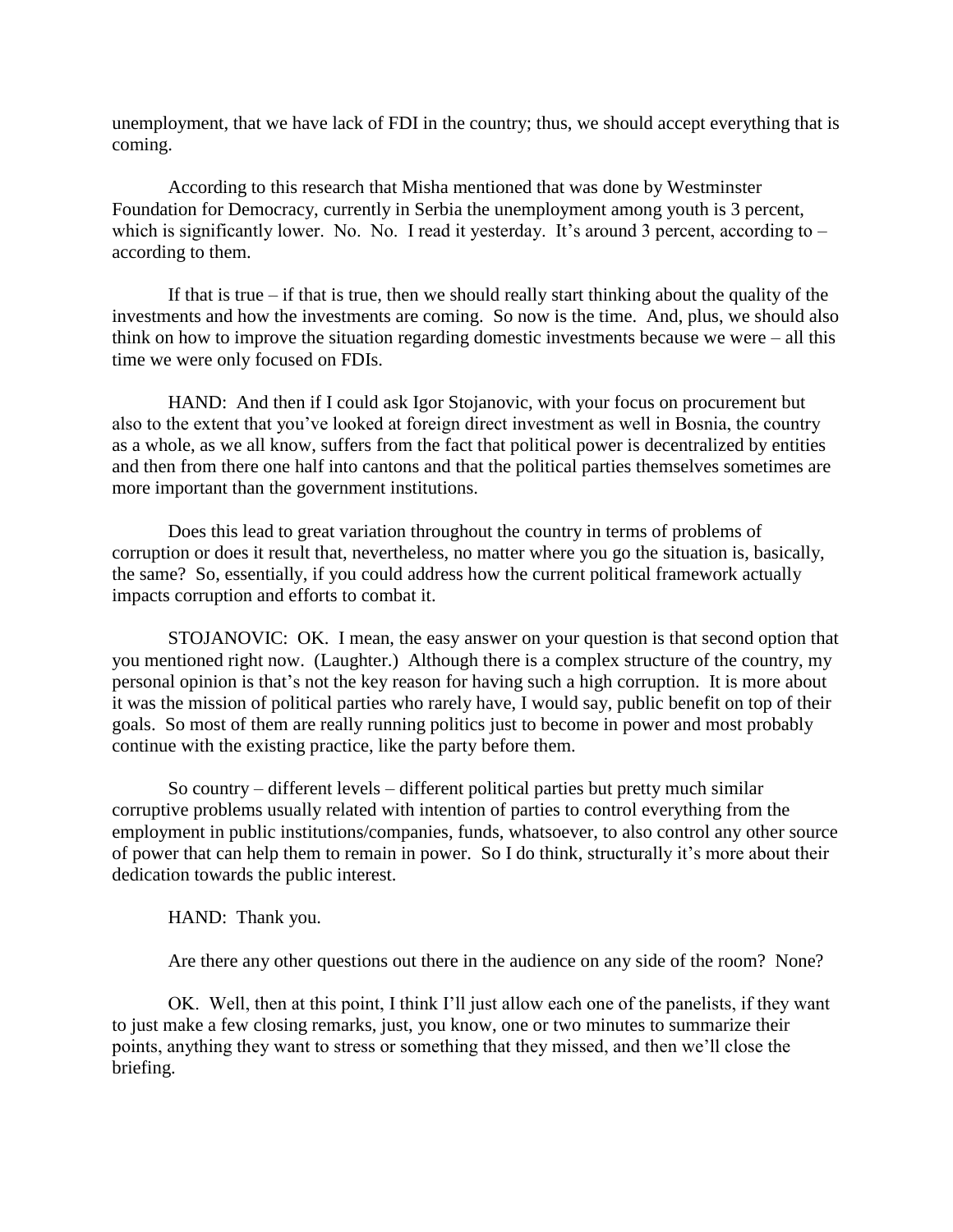unemployment, that we have lack of FDI in the country; thus, we should accept everything that is coming.

According to this research that Misha mentioned that was done by Westminster Foundation for Democracy, currently in Serbia the unemployment among youth is 3 percent, which is significantly lower. No. No. I read it yesterday. It's around 3 percent, according to – according to them.

If that is true – if that is true, then we should really start thinking about the quality of the investments and how the investments are coming. So now is the time. And, plus, we should also think on how to improve the situation regarding domestic investments because we were – all this time we were only focused on FDIs.

HAND: And then if I could ask Igor Stojanovic, with your focus on procurement but also to the extent that you've looked at foreign direct investment as well in Bosnia, the country as a whole, as we all know, suffers from the fact that political power is decentralized by entities and then from there one half into cantons and that the political parties themselves sometimes are more important than the government institutions.

Does this lead to great variation throughout the country in terms of problems of corruption or does it result that, nevertheless, no matter where you go the situation is, basically, the same? So, essentially, if you could address how the current political framework actually impacts corruption and efforts to combat it.

STOJANOVIC: OK. I mean, the easy answer on your question is that second option that you mentioned right now. (Laughter.) Although there is a complex structure of the country, my personal opinion is that's not the key reason for having such a high corruption. It is more about it was the mission of political parties who rarely have, I would say, public benefit on top of their goals. So most of them are really running politics just to become in power and most probably continue with the existing practice, like the party before them.

So country – different levels – different political parties but pretty much similar corruptive problems usually related with intention of parties to control everything from the employment in public institutions/companies, funds, whatsoever, to also control any other source of power that can help them to remain in power. So I do think, structurally it's more about their dedication towards the public interest.

HAND: Thank you.

Are there any other questions out there in the audience on any side of the room? None?

OK. Well, then at this point, I think I'll just allow each one of the panelists, if they want to just make a few closing remarks, just, you know, one or two minutes to summarize their points, anything they want to stress or something that they missed, and then we'll close the briefing.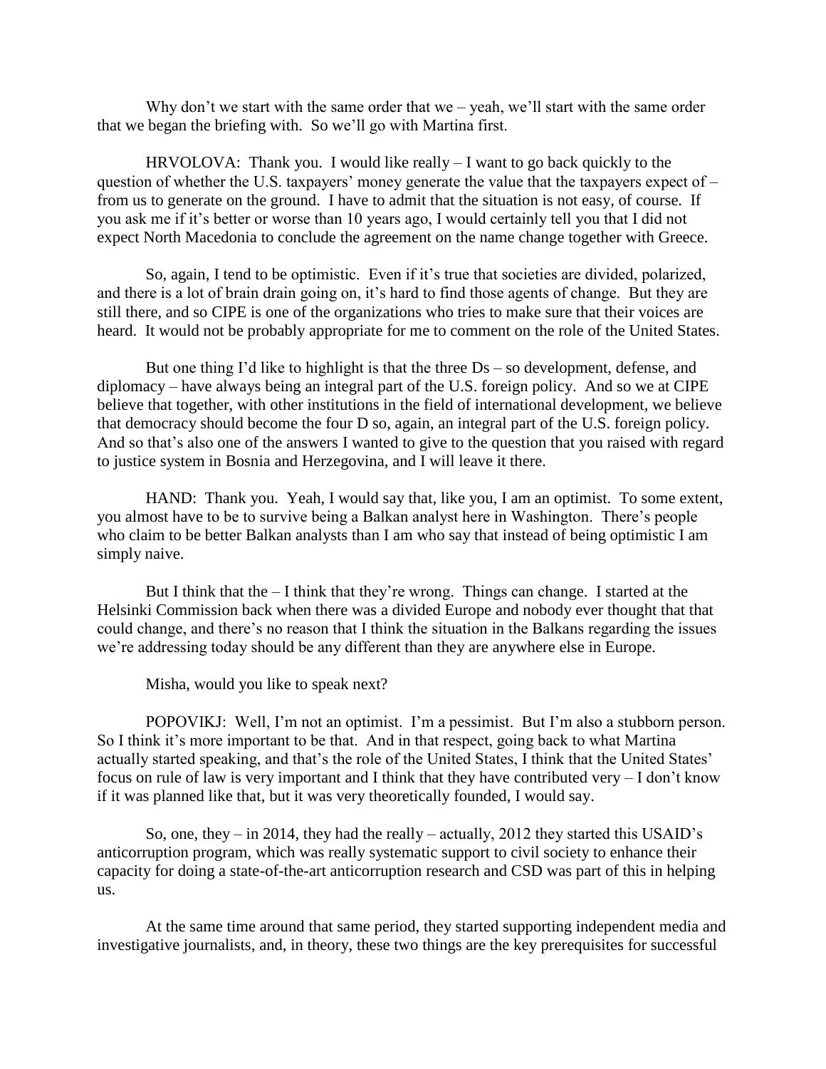Why don't we start with the same order that we – yeah, we'll start with the same order that we began the briefing with. So we'll go with Martina first.

HRVOLOVA: Thank you. I would like really – I want to go back quickly to the question of whether the U.S. taxpayers' money generate the value that the taxpayers expect of – from us to generate on the ground. I have to admit that the situation is not easy, of course. If you ask me if it's better or worse than 10 years ago, I would certainly tell you that I did not expect North Macedonia to conclude the agreement on the name change together with Greece.

So, again, I tend to be optimistic. Even if it's true that societies are divided, polarized, and there is a lot of brain drain going on, it's hard to find those agents of change. But they are still there, and so CIPE is one of the organizations who tries to make sure that their voices are heard. It would not be probably appropriate for me to comment on the role of the United States.

But one thing I'd like to highlight is that the three Ds – so development, defense, and diplomacy – have always being an integral part of the U.S. foreign policy. And so we at CIPE believe that together, with other institutions in the field of international development, we believe that democracy should become the four D so, again, an integral part of the U.S. foreign policy. And so that's also one of the answers I wanted to give to the question that you raised with regard to justice system in Bosnia and Herzegovina, and I will leave it there.

HAND: Thank you. Yeah, I would say that, like you, I am an optimist. To some extent, you almost have to be to survive being a Balkan analyst here in Washington. There's people who claim to be better Balkan analysts than I am who say that instead of being optimistic I am simply naive.

But I think that the – I think that they're wrong. Things can change. I started at the Helsinki Commission back when there was a divided Europe and nobody ever thought that that could change, and there's no reason that I think the situation in the Balkans regarding the issues we're addressing today should be any different than they are anywhere else in Europe.

Misha, would you like to speak next?

POPOVIKJ: Well, I'm not an optimist. I'm a pessimist. But I'm also a stubborn person. So I think it's more important to be that. And in that respect, going back to what Martina actually started speaking, and that's the role of the United States, I think that the United States' focus on rule of law is very important and I think that they have contributed very – I don't know if it was planned like that, but it was very theoretically founded, I would say.

So, one, they – in 2014, they had the really – actually, 2012 they started this USAID's anticorruption program, which was really systematic support to civil society to enhance their capacity for doing a state-of-the-art anticorruption research and CSD was part of this in helping us.

At the same time around that same period, they started supporting independent media and investigative journalists, and, in theory, these two things are the key prerequisites for successful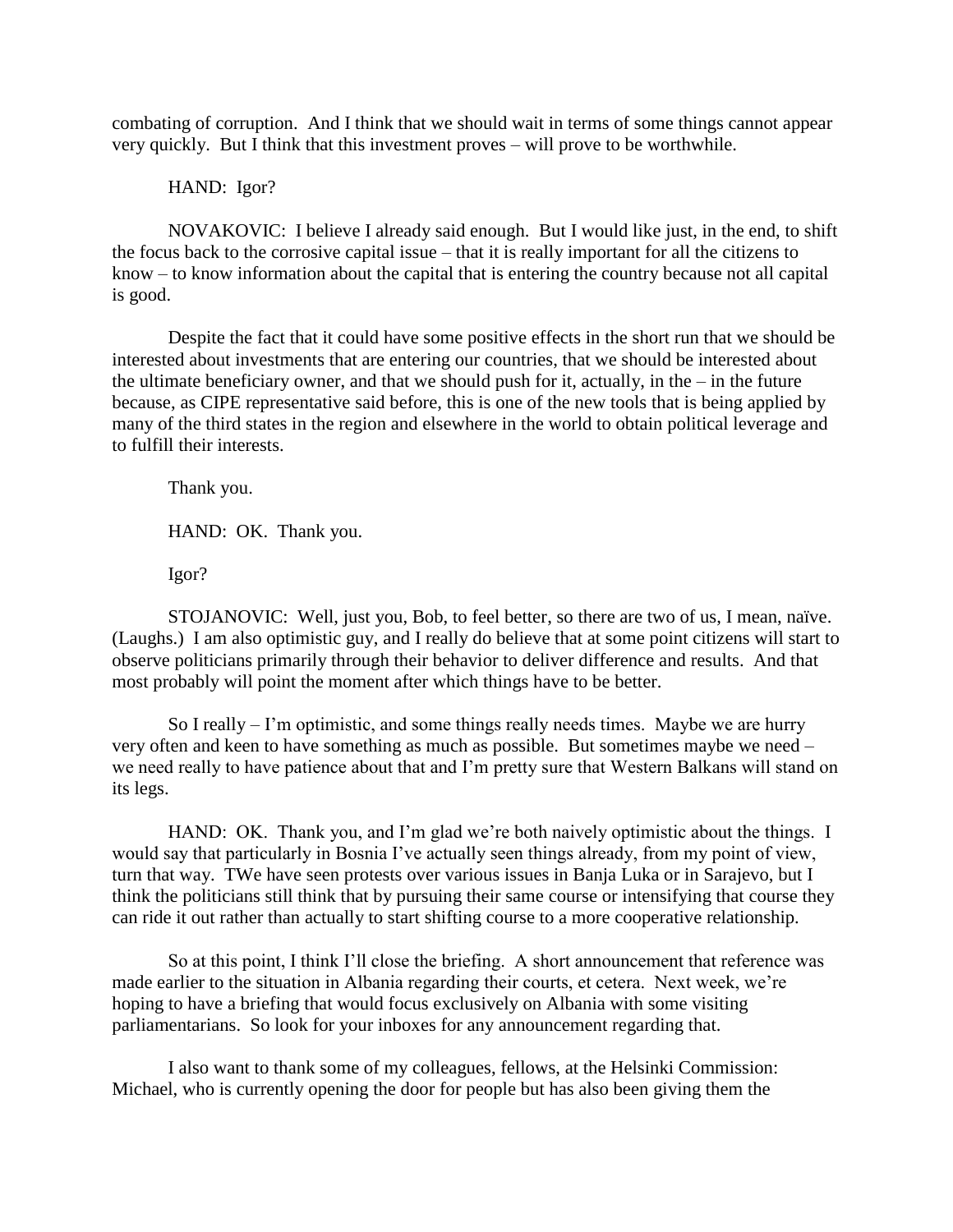combating of corruption. And I think that we should wait in terms of some things cannot appear very quickly. But I think that this investment proves – will prove to be worthwhile.

HAND: Igor?

NOVAKOVIC: I believe I already said enough. But I would like just, in the end, to shift the focus back to the corrosive capital issue – that it is really important for all the citizens to know – to know information about the capital that is entering the country because not all capital is good.

Despite the fact that it could have some positive effects in the short run that we should be interested about investments that are entering our countries, that we should be interested about the ultimate beneficiary owner, and that we should push for it, actually, in the – in the future because, as CIPE representative said before, this is one of the new tools that is being applied by many of the third states in the region and elsewhere in the world to obtain political leverage and to fulfill their interests.

Thank you.

HAND: OK. Thank you.

Igor?

STOJANOVIC: Well, just you, Bob, to feel better, so there are two of us, I mean, naïve. (Laughs.) I am also optimistic guy, and I really do believe that at some point citizens will start to observe politicians primarily through their behavior to deliver difference and results. And that most probably will point the moment after which things have to be better.

So I really – I'm optimistic, and some things really needs times. Maybe we are hurry very often and keen to have something as much as possible. But sometimes maybe we need – we need really to have patience about that and I'm pretty sure that Western Balkans will stand on its legs.

HAND: OK. Thank you, and I'm glad we're both naively optimistic about the things. I would say that particularly in Bosnia I've actually seen things already, from my point of view, turn that way. TWe have seen protests over various issues in Banja Luka or in Sarajevo, but I think the politicians still think that by pursuing their same course or intensifying that course they can ride it out rather than actually to start shifting course to a more cooperative relationship.

So at this point, I think I'll close the briefing. A short announcement that reference was made earlier to the situation in Albania regarding their courts, et cetera. Next week, we're hoping to have a briefing that would focus exclusively on Albania with some visiting parliamentarians. So look for your inboxes for any announcement regarding that.

I also want to thank some of my colleagues, fellows, at the Helsinki Commission: Michael, who is currently opening the door for people but has also been giving them the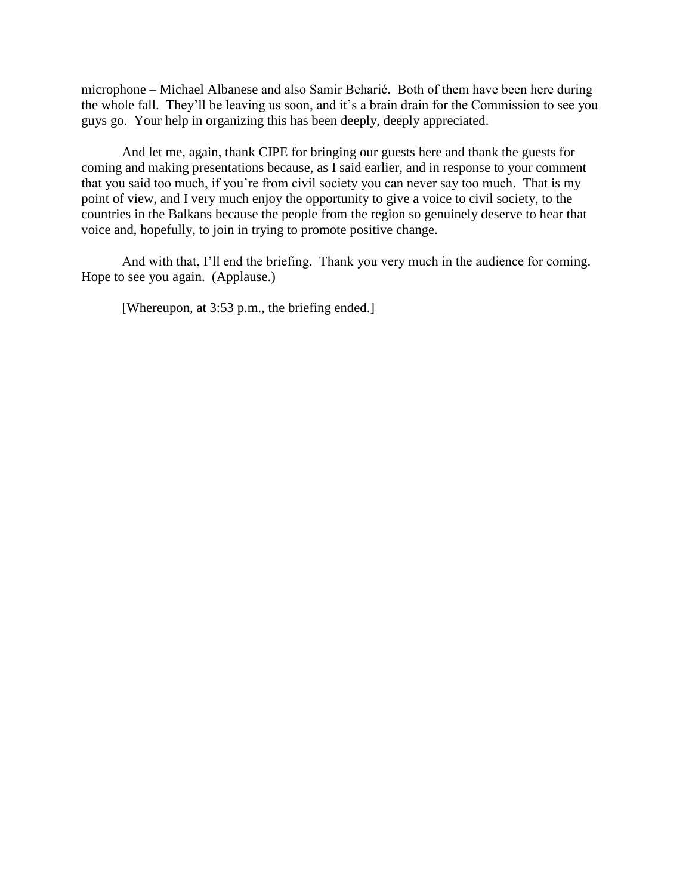microphone – Michael Albanese and also Samir Beharić. Both of them have been here during the whole fall. They'll be leaving us soon, and it's a brain drain for the Commission to see you guys go. Your help in organizing this has been deeply, deeply appreciated.

And let me, again, thank CIPE for bringing our guests here and thank the guests for coming and making presentations because, as I said earlier, and in response to your comment that you said too much, if you're from civil society you can never say too much. That is my point of view, and I very much enjoy the opportunity to give a voice to civil society, to the countries in the Balkans because the people from the region so genuinely deserve to hear that voice and, hopefully, to join in trying to promote positive change.

And with that, I'll end the briefing. Thank you very much in the audience for coming. Hope to see you again. (Applause.)

[Whereupon, at 3:53 p.m., the briefing ended.]